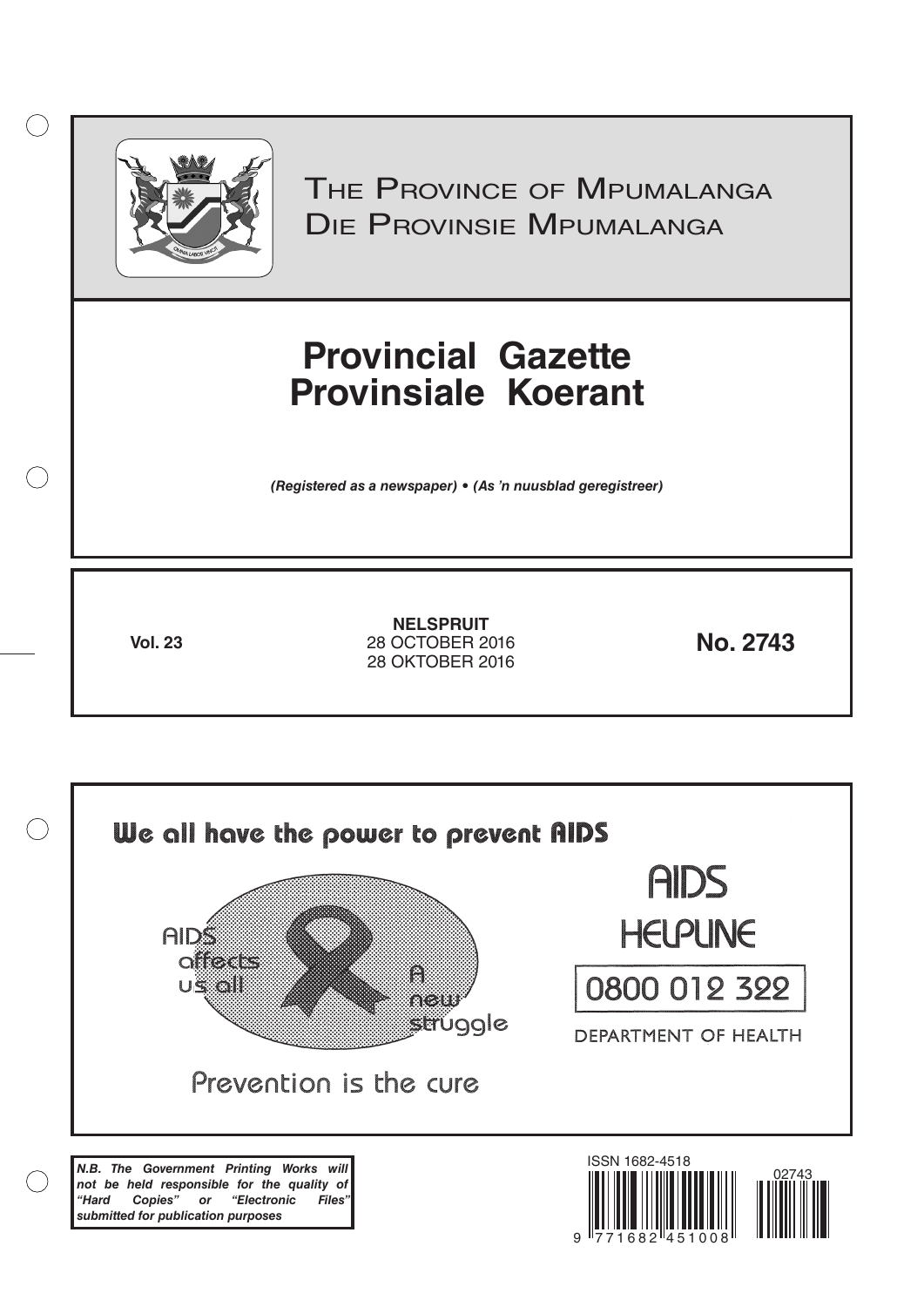# The Province of Mpumalanga
# Die Provinsie Mpumalanga

# Provincial Gazette
# Provinsiale Koerant

*(Registered as a newspaper) • (As 'n nuusblad geregistreer)*

**Vol. 23**

**NELSPRUIT**
28 OCTOBER 2016
28 OKTOBER 2016

**No. 2743**

We all have the power to prevent AIDS

AIDS affects us all

A new struggle

Prevention is the cure

AIDS HELPLINE

0800 012 322

DEPARTMENT OF HEALTH

***N.B. The Government Printing Works will not be held responsible for the quality of "Hard Copies" or "Electronic Files" submitted for publication purposes***

ISSN 1682-4518

9 771682 451008

02743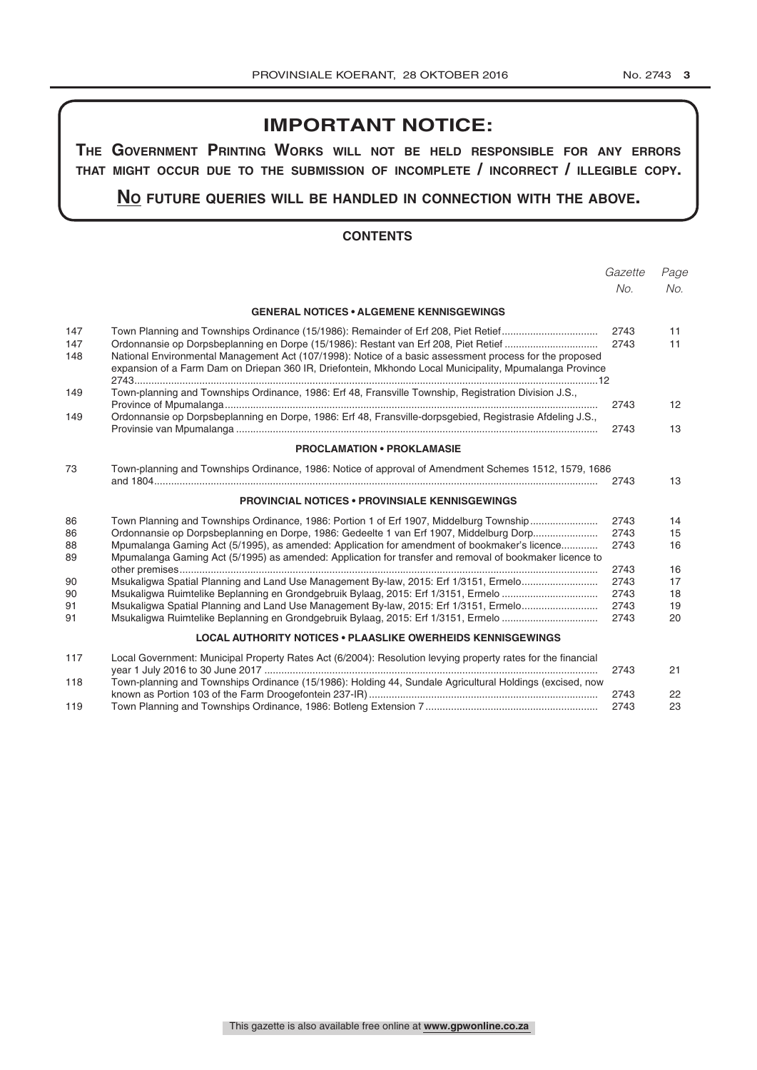# IMPORTANT NOTICE:

**THE GOVERNMENT PRINTING WORKS WILL NOT BE HELD RESPONSIBLE FOR ANY ERRORS THAT MIGHT OCCUR DUE TO THE SUBMISSION OF INCOMPLETE / INCORRECT / ILLEGIBLE COPY.**

**NO FUTURE QUERIES WILL BE HANDLED IN CONNECTION WITH THE ABOVE.**

## CONTENTS

| | | *Gazette No.* | *Page No.* |
|---|---|---|---|
| | **GENERAL NOTICES • ALGEMENE KENNISGEWINGS** | | |
| 147 | Town Planning and Townships Ordinance (15/1986): Remainder of Erf 208, Piet Retief | 2743 | 11 |
| 147 | Ordonnansie op Dorpsbeplanning en Dorpe (15/1986): Restant van Erf 208, Piet Retief | 2743 | 11 |
| 148 | National Environmental Management Act (107/1998): Notice of a basic assessment process for the proposed expansion of a Farm Dam on Driepan 360 IR, Driefontein, Mkhondo Local Municipality, Mpumalanga Province | 2743 | 12 |
| 149 | Town-planning and Townships Ordinance, 1986: Erf 48, Fransville Township, Registration Division J.S., Province of Mpumalanga | 2743 | 12 |
| 149 | Ordonnansie op Dorpsbeplanning en Dorpe, 1986: Erf 48, Fransville-dorpsgebied, Registrasie Afdeling J.S., Provinsie van Mpumalanga | 2743 | 13 |
| | **PROCLAMATION • PROKLAMASIE** | | |
| 73 | Town-planning and Townships Ordinance, 1986: Notice of approval of Amendment Schemes 1512, 1579, 1686 and 1804 | 2743 | 13 |
| | **PROVINCIAL NOTICES • PROVINSIALE KENNISGEWINGS** | | |
| 86 | Town Planning and Townships Ordinance, 1986: Portion 1 of Erf 1907, Middelburg Township | 2743 | 14 |
| 86 | Ordonnansie op Dorpsbeplanning en Dorpe, 1986: Gedeelte 1 van Erf 1907, Middelburg Dorp | 2743 | 15 |
| 88 | Mpumalanga Gaming Act (5/1995), as amended: Application for amendment of bookmaker's licence | 2743 | 16 |
| 89 | Mpumalanga Gaming Act (5/1995) as amended: Application for transfer and removal of bookmaker licence to other premises | 2743 | 16 |
| 90 | Msukaligwa Spatial Planning and Land Use Management By-law, 2015: Erf 1/3151, Ermelo | 2743 | 17 |
| 90 | Msukaligwa Ruimtelike Beplanning en Grondgebruik Bylaag, 2015: Erf 1/3151, Ermelo | 2743 | 18 |
| 91 | Msukaligwa Spatial Planning and Land Use Management By-law, 2015: Erf 1/3151, Ermelo | 2743 | 19 |
| 91 | Msukaligwa Ruimtelike Beplanning en Grondgebruik Bylaag, 2015: Erf 1/3151, Ermelo | 2743 | 20 |
| | **LOCAL AUTHORITY NOTICES • PLAASLIKE OWERHEIDS KENNISGEWINGS** | | |
| 117 | Local Government: Municipal Property Rates Act (6/2004): Resolution levying property rates for the financial year 1 July 2016 to 30 June 2017 | 2743 | 21 |
| 118 | Town-planning and Townships Ordinance (15/1986): Holding 44, Sundale Agricultural Holdings (excised, now known as Portion 103 of the Farm Droogefontein 237-IR) | 2743 | 22 |
| 119 | Town Planning and Townships Ordinance, 1986: Botleng Extension 7 | 2743 | 23 |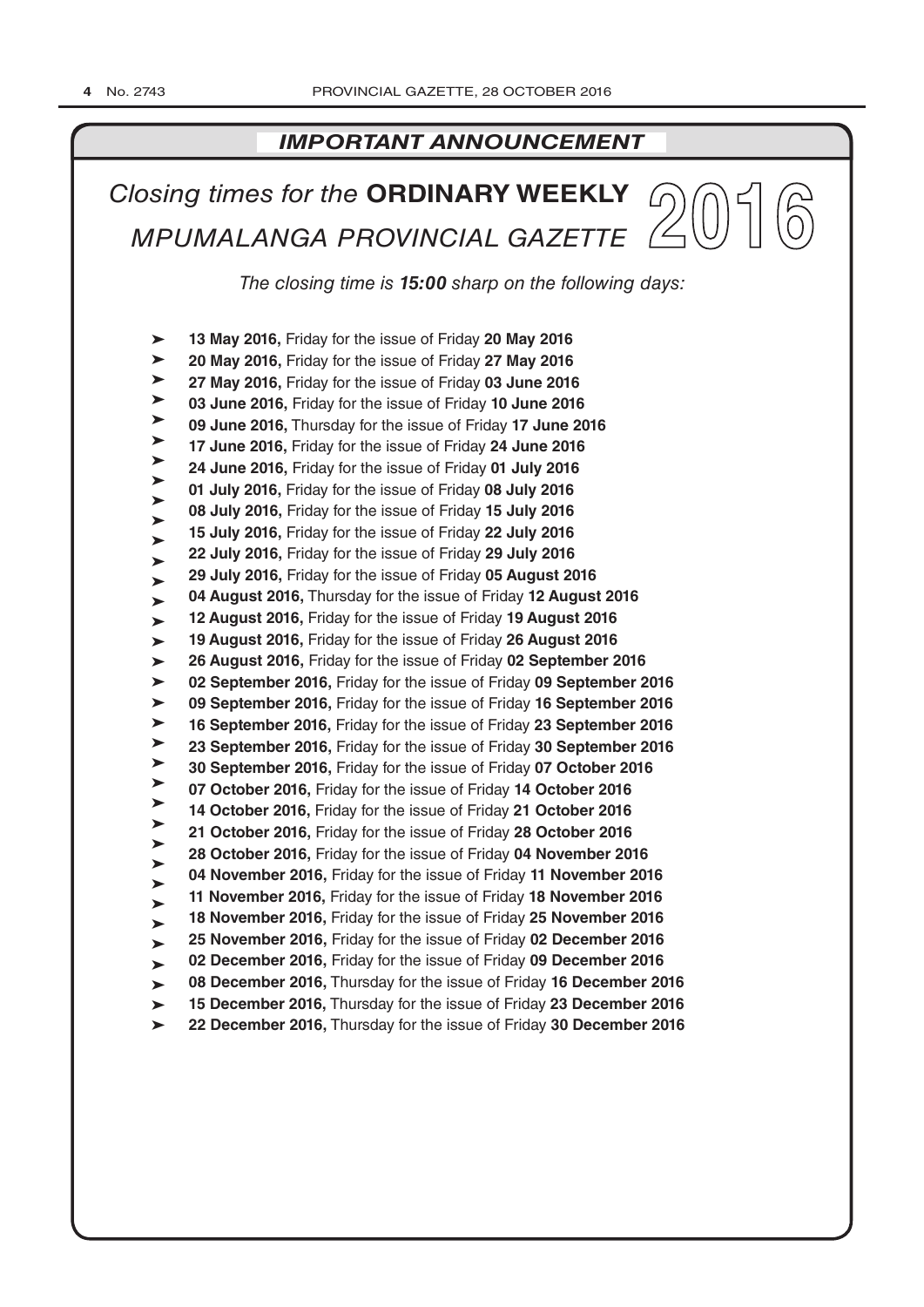## *IMPORTANT ANNOUNCEMENT*

# *Closing times for the* **ORDINARY WEEKLY** *MPUMALANGA PROVINCIAL GAZETTE* 2016

*The closing time is* ***15:00*** *sharp on the following days:*

- **13 May 2016,** Friday for the issue of Friday **20 May 2016**
- **20 May 2016,** Friday for the issue of Friday **27 May 2016**
- **27 May 2016,** Friday for the issue of Friday **03 June 2016**
- **03 June 2016,** Friday for the issue of Friday **10 June 2016**
- **09 June 2016,** Thursday for the issue of Friday **17 June 2016**
- **17 June 2016,** Friday for the issue of Friday **24 June 2016**
- **24 June 2016,** Friday for the issue of Friday **01 July 2016**
- **01 July 2016,** Friday for the issue of Friday **08 July 2016**
- **08 July 2016,** Friday for the issue of Friday **15 July 2016**
- **15 July 2016,** Friday for the issue of Friday **22 July 2016**
- **22 July 2016,** Friday for the issue of Friday **29 July 2016**
- **29 July 2016,** Friday for the issue of Friday **05 August 2016**
- **04 August 2016,** Thursday for the issue of Friday **12 August 2016**
- **12 August 2016,** Friday for the issue of Friday **19 August 2016**
- **19 August 2016,** Friday for the issue of Friday **26 August 2016**
- **26 August 2016,** Friday for the issue of Friday **02 September 2016**
- **02 September 2016,** Friday for the issue of Friday **09 September 2016**
- **09 September 2016,** Friday for the issue of Friday **16 September 2016**
- **16 September 2016,** Friday for the issue of Friday **23 September 2016**
- **23 September 2016,** Friday for the issue of Friday **30 September 2016**
- **30 September 2016,** Friday for the issue of Friday **07 October 2016**
- **07 October 2016,** Friday for the issue of Friday **14 October 2016**
- **14 October 2016,** Friday for the issue of Friday **21 October 2016**
- **21 October 2016,** Friday for the issue of Friday **28 October 2016**
- **28 October 2016,** Friday for the issue of Friday **04 November 2016**
- **04 November 2016,** Friday for the issue of Friday **11 November 2016**
- **11 November 2016,** Friday for the issue of Friday **18 November 2016**
- **18 November 2016,** Friday for the issue of Friday **25 November 2016**
- **25 November 2016,** Friday for the issue of Friday **02 December 2016**
- **02 December 2016,** Friday for the issue of Friday **09 December 2016**
- **08 December 2016,** Thursday for the issue of Friday **16 December 2016**
- **15 December 2016,** Thursday for the issue of Friday **23 December 2016**
- **22 December 2016,** Thursday for the issue of Friday **30 December 2016**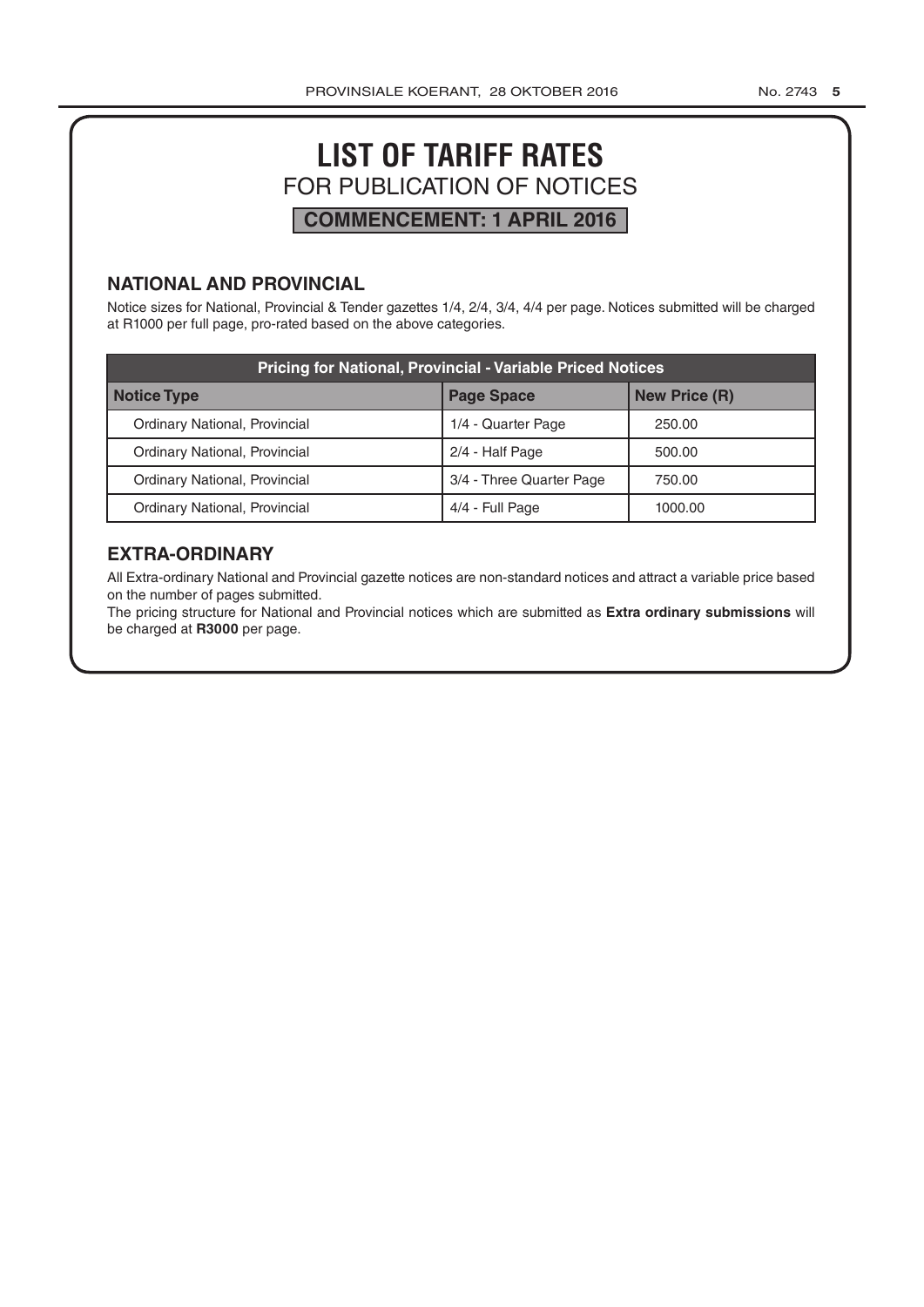# LIST OF TARIFF RATES

## FOR PUBLICATION OF NOTICES

**COMMENCEMENT: 1 APRIL 2016**

### NATIONAL AND PROVINCIAL

Notice sizes for National, Provincial & Tender gazettes 1/4, 2/4, 3/4, 4/4 per page. Notices submitted will be charged at R1000 per full page, pro-rated based on the above categories.

| Pricing for National, Provincial - Variable Priced Notices | | |
|---|---|---|
| **Notice Type** | **Page Space** | **New Price (R)** |
| Ordinary National, Provincial | 1/4 - Quarter Page | 250.00 |
| Ordinary National, Provincial | 2/4 - Half Page | 500.00 |
| Ordinary National, Provincial | 3/4 - Three Quarter Page | 750.00 |
| Ordinary National, Provincial | 4/4 - Full Page | 1000.00 |

### EXTRA-ORDINARY

All Extra-ordinary National and Provincial gazette notices are non-standard notices and attract a variable price based on the number of pages submitted.

The pricing structure for National and Provincial notices which are submitted as **Extra ordinary submissions** will be charged at **R3000** per page.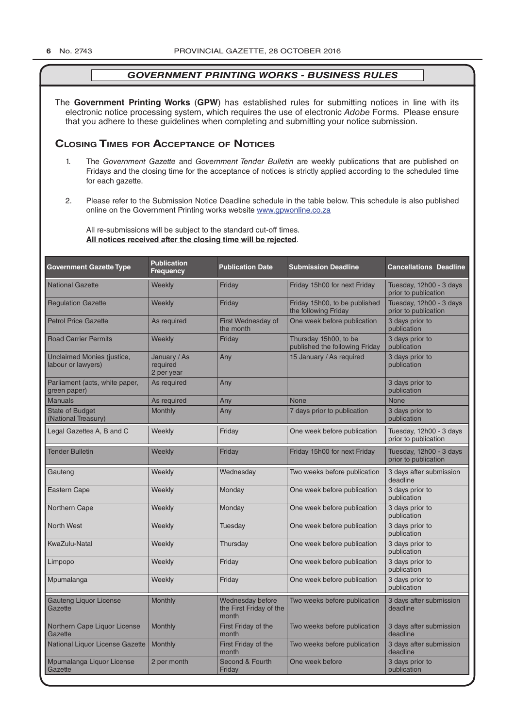## *GOVERNMENT PRINTING WORKS - BUSINESS RULES*

The **Government Printing Works** (**GPW**) has established rules for submitting notices in line with its electronic notice processing system, which requires the use of electronic *Adobe* Forms. Please ensure that you adhere to these guidelines when completing and submitting your notice submission.

### Closing Times for Acceptance of Notices

1. The *Government Gazette* and *Government Tender Bulletin* are weekly publications that are published on Fridays and the closing time for the acceptance of notices is strictly applied according to the scheduled time for each gazette.

2. Please refer to the Submission Notice Deadline schedule in the table below. This schedule is also published online on the Government Printing works website www.gpwonline.co.za

All re-submissions will be subject to the standard cut-off times.
**All notices received after the closing time will be rejected**.

| Government Gazette Type | Publication Frequency | Publication Date | Submission Deadline | Cancellations Deadline |
|---|---|---|---|---|
| National Gazette | Weekly | Friday | Friday 15h00 for next Friday | Tuesday, 12h00 - 3 days prior to publication |
| Regulation Gazette | Weekly | Friday | Friday 15h00, to be published the following Friday | Tuesday, 12h00 - 3 days prior to publication |
| Petrol Price Gazette | As required | First Wednesday of the month | One week before publication | 3 days prior to publication |
| Road Carrier Permits | Weekly | Friday | Thursday 15h00, to be published the following Friday | 3 days prior to publication |
| Unclaimed Monies (justice, labour or lawyers) | January / As required 2 per year | Any | 15 January / As required | 3 days prior to publication |
| Parliament (acts, white paper, green paper) | As required | Any | | 3 days prior to publication |
| Manuals | As required | Any | None | None |
| State of Budget (National Treasury) | Monthly | Any | 7 days prior to publication | 3 days prior to publication |
| Legal Gazettes A, B and C | Weekly | Friday | One week before publication | Tuesday, 12h00 - 3 days prior to publication |
| Tender Bulletin | Weekly | Friday | Friday 15h00 for next Friday | Tuesday, 12h00 - 3 days prior to publication |
| Gauteng | Weekly | Wednesday | Two weeks before publication | 3 days after submission deadline |
| Eastern Cape | Weekly | Monday | One week before publication | 3 days prior to publication |
| Northern Cape | Weekly | Monday | One week before publication | 3 days prior to publication |
| North West | Weekly | Tuesday | One week before publication | 3 days prior to publication |
| KwaZulu-Natal | Weekly | Thursday | One week before publication | 3 days prior to publication |
| Limpopo | Weekly | Friday | One week before publication | 3 days prior to publication |
| Mpumalanga | Weekly | Friday | One week before publication | 3 days prior to publication |
| Gauteng Liquor License Gazette | Monthly | Wednesday before the First Friday of the month | Two weeks before publication | 3 days after submission deadline |
| Northern Cape Liquor License Gazette | Monthly | First Friday of the month | Two weeks before publication | 3 days after submission deadline |
| National Liquor License Gazette | Monthly | First Friday of the month | Two weeks before publication | 3 days after submission deadline |
| Mpumalanga Liquor License Gazette | 2 per month | Second & Fourth Friday | One week before | 3 days prior to publication |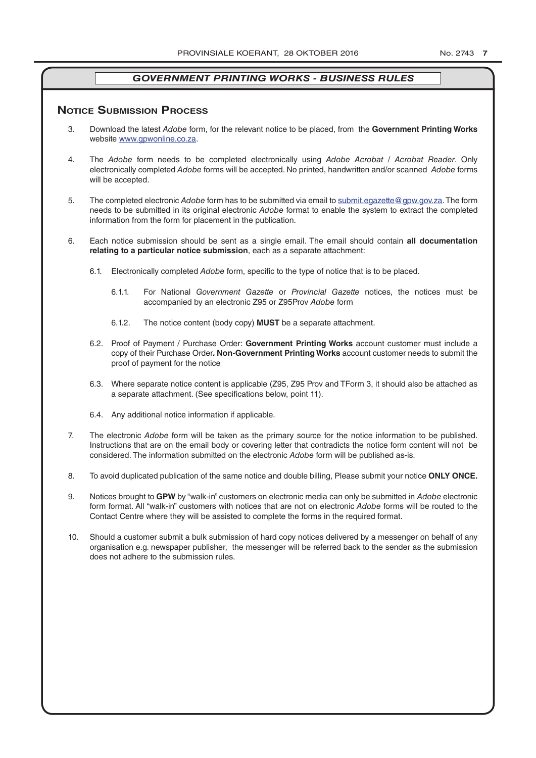## *GOVERNMENT PRINTING WORKS - BUSINESS RULES*

## Notice Submission Process

3. Download the latest *Adobe* form, for the relevant notice to be placed, from the **Government Printing Works** website www.gpwonline.co.za.

4. The *Adobe* form needs to be completed electronically using *Adobe Acrobat* / *Acrobat Reader*. Only electronically completed *Adobe* forms will be accepted. No printed, handwritten and/or scanned *Adobe* forms will be accepted.

5. The completed electronic *Adobe* form has to be submitted via email to submit.egazette@gpw.gov.za. The form needs to be submitted in its original electronic *Adobe* format to enable the system to extract the completed information from the form for placement in the publication.

6. Each notice submission should be sent as a single email. The email should contain **all documentation relating to a particular notice submission**, each as a separate attachment:

   6.1. Electronically completed *Adobe* form, specific to the type of notice that is to be placed.

      6.1.1. For National *Government Gazette* or *Provincial Gazette* notices, the notices must be accompanied by an electronic Z95 or Z95Prov *Adobe* form

      6.1.2. The notice content (body copy) **MUST** be a separate attachment.

   6.2. Proof of Payment / Purchase Order: **Government Printing Works** account customer must include a copy of their Purchase Order**. Non**-**Government Printing Works** account customer needs to submit the proof of payment for the notice

   6.3. Where separate notice content is applicable (Z95, Z95 Prov and TForm 3, it should also be attached as a separate attachment. (See specifications below, point 11).

   6.4. Any additional notice information if applicable.

7. The electronic *Adobe* form will be taken as the primary source for the notice information to be published. Instructions that are on the email body or covering letter that contradicts the notice form content will not be considered. The information submitted on the electronic *Adobe* form will be published as-is.

8. To avoid duplicated publication of the same notice and double billing, Please submit your notice **ONLY ONCE.**

9. Notices brought to **GPW** by "walk-in" customers on electronic media can only be submitted in *Adobe* electronic form format. All "walk-in" customers with notices that are not on electronic *Adobe* forms will be routed to the Contact Centre where they will be assisted to complete the forms in the required format.

10. Should a customer submit a bulk submission of hard copy notices delivered by a messenger on behalf of any organisation e.g. newspaper publisher, the messenger will be referred back to the sender as the submission does not adhere to the submission rules.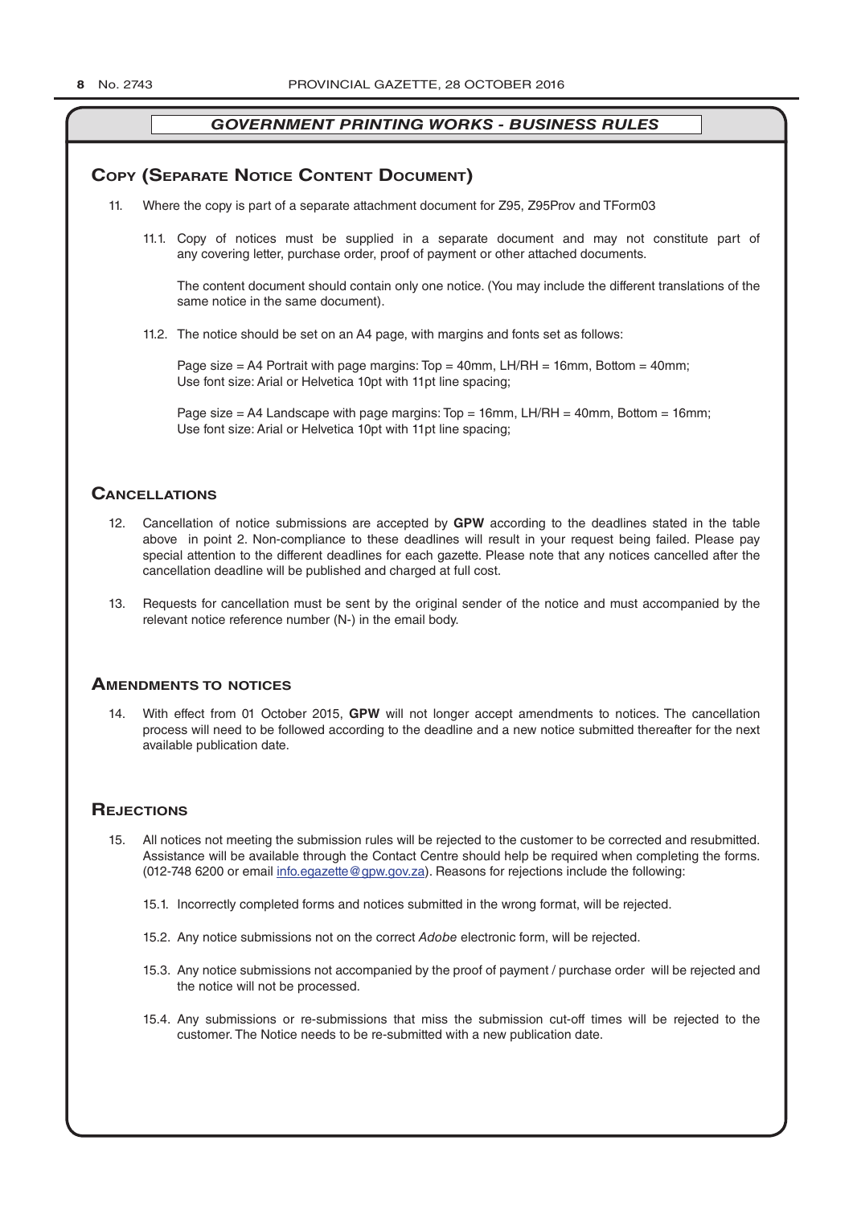## GOVERNMENT PRINTING WORKS - BUSINESS RULES

## Copy (Separate Notice Content Document)

11. Where the copy is part of a separate attachment document for Z95, Z95Prov and TForm03

    11.1. Copy of notices must be supplied in a separate document and may not constitute part of any covering letter, purchase order, proof of payment or other attached documents.

    The content document should contain only one notice. (You may include the different translations of the same notice in the same document).

    11.2. The notice should be set on an A4 page, with margins and fonts set as follows:

    Page size = A4 Portrait with page margins: Top = 40mm, LH/RH = 16mm, Bottom = 40mm;
    Use font size: Arial or Helvetica 10pt with 11pt line spacing;

    Page size = A4 Landscape with page margins: Top = 16mm, LH/RH = 40mm, Bottom = 16mm;
    Use font size: Arial or Helvetica 10pt with 11pt line spacing;

## Cancellations

12. Cancellation of notice submissions are accepted by **GPW** according to the deadlines stated in the table above in point 2. Non-compliance to these deadlines will result in your request being failed. Please pay special attention to the different deadlines for each gazette. Please note that any notices cancelled after the cancellation deadline will be published and charged at full cost.

13. Requests for cancellation must be sent by the original sender of the notice and must accompanied by the relevant notice reference number (N-) in the email body.

## Amendments to notices

14. With effect from 01 October 2015, **GPW** will not longer accept amendments to notices. The cancellation process will need to be followed according to the deadline and a new notice submitted thereafter for the next available publication date.

## Rejections

15. All notices not meeting the submission rules will be rejected to the customer to be corrected and resubmitted. Assistance will be available through the Contact Centre should help be required when completing the forms. (012-748 6200 or email info.egazette@gpw.gov.za). Reasons for rejections include the following:

    15.1. Incorrectly completed forms and notices submitted in the wrong format, will be rejected.

    15.2. Any notice submissions not on the correct *Adobe* electronic form, will be rejected.

    15.3. Any notice submissions not accompanied by the proof of payment / purchase order will be rejected and the notice will not be processed.

    15.4. Any submissions or re-submissions that miss the submission cut-off times will be rejected to the customer. The Notice needs to be re-submitted with a new publication date.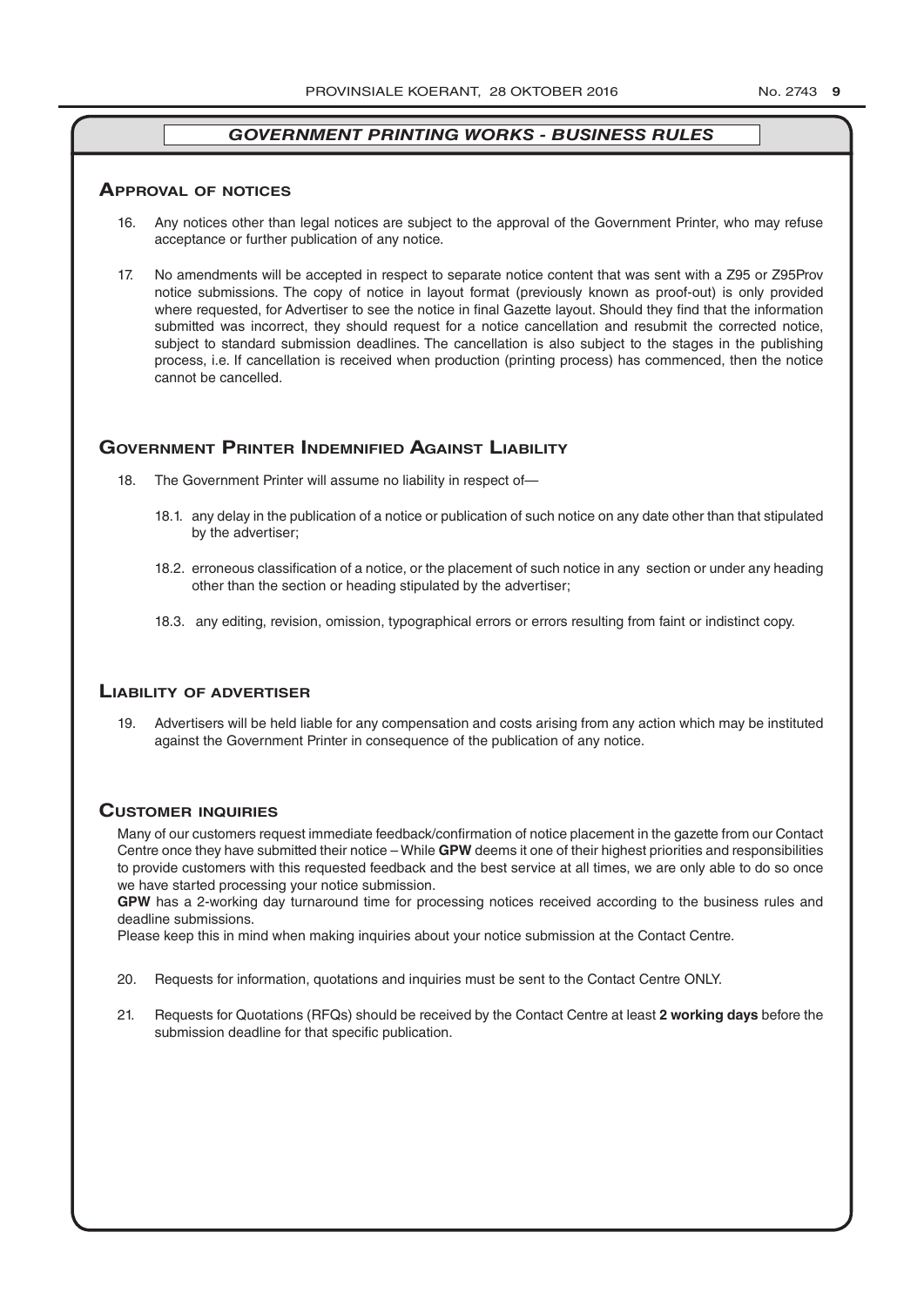## *GOVERNMENT PRINTING WORKS - BUSINESS RULES*

### Approval of notices

16. Any notices other than legal notices are subject to the approval of the Government Printer, who may refuse acceptance or further publication of any notice.

17. No amendments will be accepted in respect to separate notice content that was sent with a Z95 or Z95Prov notice submissions. The copy of notice in layout format (previously known as proof-out) is only provided where requested, for Advertiser to see the notice in final Gazette layout. Should they find that the information submitted was incorrect, they should request for a notice cancellation and resubmit the corrected notice, subject to standard submission deadlines. The cancellation is also subject to the stages in the publishing process, i.e. If cancellation is received when production (printing process) has commenced, then the notice cannot be cancelled.

### Government Printer Indemnified Against Liability

18. The Government Printer will assume no liability in respect of—

    18.1. any delay in the publication of a notice or publication of such notice on any date other than that stipulated by the advertiser;

    18.2. erroneous classification of a notice, or the placement of such notice in any section or under any heading other than the section or heading stipulated by the advertiser;

    18.3. any editing, revision, omission, typographical errors or errors resulting from faint or indistinct copy.

### Liability of advertiser

19. Advertisers will be held liable for any compensation and costs arising from any action which may be instituted against the Government Printer in consequence of the publication of any notice.

### Customer inquiries

Many of our customers request immediate feedback/confirmation of notice placement in the gazette from our Contact Centre once they have submitted their notice – While **GPW** deems it one of their highest priorities and responsibilities to provide customers with this requested feedback and the best service at all times, we are only able to do so once we have started processing your notice submission.

**GPW** has a 2-working day turnaround time for processing notices received according to the business rules and deadline submissions.

Please keep this in mind when making inquiries about your notice submission at the Contact Centre.

20. Requests for information, quotations and inquiries must be sent to the Contact Centre ONLY.

21. Requests for Quotations (RFQs) should be received by the Contact Centre at least **2 working days** before the submission deadline for that specific publication.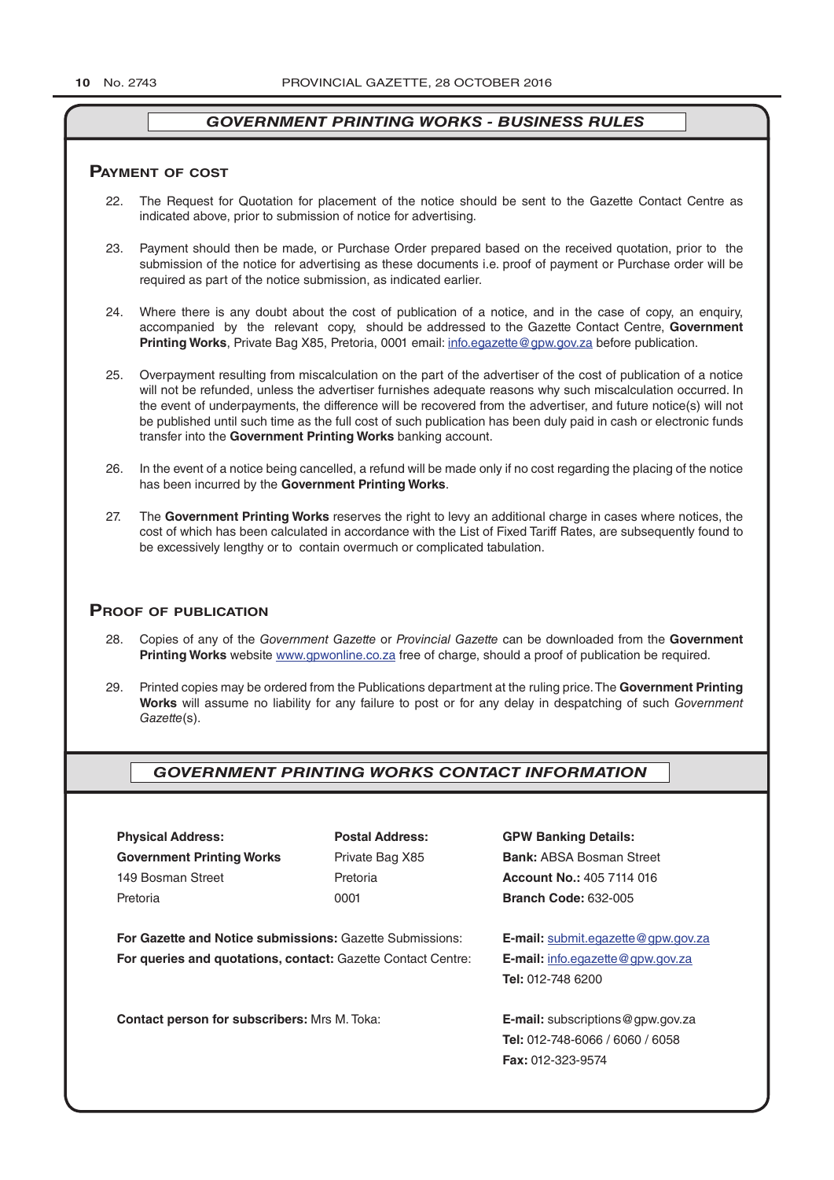## GOVERNMENT PRINTING WORKS - BUSINESS RULES

### Payment of cost

22. The Request for Quotation for placement of the notice should be sent to the Gazette Contact Centre as indicated above, prior to submission of notice for advertising.

23. Payment should then be made, or Purchase Order prepared based on the received quotation, prior to the submission of the notice for advertising as these documents i.e. proof of payment or Purchase order will be required as part of the notice submission, as indicated earlier.

24. Where there is any doubt about the cost of publication of a notice, and in the case of copy, an enquiry, accompanied by the relevant copy, should be addressed to the Gazette Contact Centre, **Government Printing Works**, Private Bag X85, Pretoria, 0001 email: info.egazette@gpw.gov.za before publication.

25. Overpayment resulting from miscalculation on the part of the advertiser of the cost of publication of a notice will not be refunded, unless the advertiser furnishes adequate reasons why such miscalculation occurred. In the event of underpayments, the difference will be recovered from the advertiser, and future notice(s) will not be published until such time as the full cost of such publication has been duly paid in cash or electronic funds transfer into the **Government Printing Works** banking account.

26. In the event of a notice being cancelled, a refund will be made only if no cost regarding the placing of the notice has been incurred by the **Government Printing Works**.

27. The **Government Printing Works** reserves the right to levy an additional charge in cases where notices, the cost of which has been calculated in accordance with the List of Fixed Tariff Rates, are subsequently found to be excessively lengthy or to contain overmuch or complicated tabulation.

### Proof of publication

28. Copies of any of the *Government Gazette* or *Provincial Gazette* can be downloaded from the **Government Printing Works** website www.gpwonline.co.za free of charge, should a proof of publication be required.

29. Printed copies may be ordered from the Publications department at the ruling price. The **Government Printing Works** will assume no liability for any failure to post or for any delay in despatching of such *Government Gazette*(s).

## GOVERNMENT PRINTING WORKS CONTACT INFORMATION

**Physical Address:**
**Government Printing Works**
149 Bosman Street
Pretoria

**Postal Address:**
Private Bag X85
Pretoria
0001

**GPW Banking Details:**
**Bank:** ABSA Bosman Street
**Account No.:** 405 7114 016
**Branch Code:** 632-005

**For Gazette and Notice submissions:** Gazette Submissions: **E-mail:** submit.egazette@gpw.gov.za

**For queries and quotations, contact:** Gazette Contact Centre: **E-mail:** info.egazette@gpw.gov.za
**Tel:** 012-748 6200

**Contact person for subscribers:** Mrs M. Toka: **E-mail:** subscriptions@gpw.gov.za
**Tel:** 012-748-6066 / 6060 / 6058
**Fax:** 012-323-9574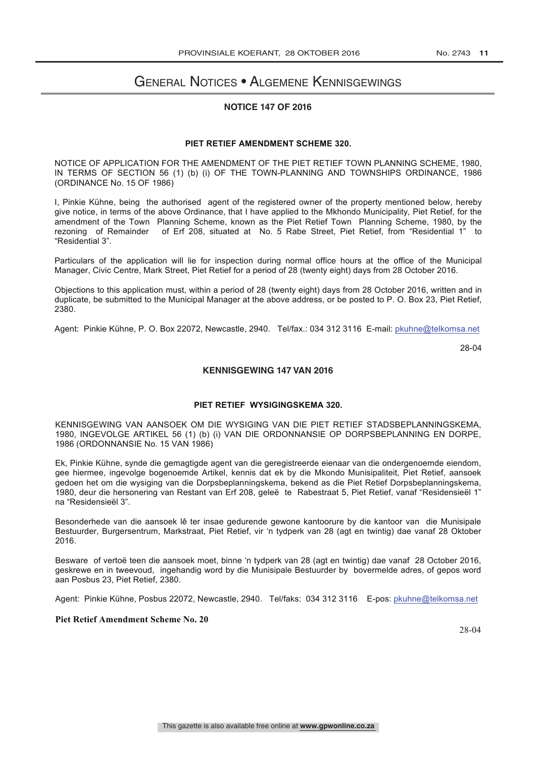# General Notices • Algemene Kennisgewings

## NOTICE 147 OF 2016

### PIET RETIEF AMENDMENT SCHEME 320.

NOTICE OF APPLICATION FOR THE AMENDMENT OF THE PIET RETIEF TOWN PLANNING SCHEME, 1980, IN TERMS OF SECTION 56 (1) (b) (i) OF THE TOWN-PLANNING AND TOWNSHIPS ORDINANCE, 1986 (ORDINANCE No. 15 OF 1986)

I, Pinkie Kühne, being the authorised agent of the registered owner of the property mentioned below, hereby give notice, in terms of the above Ordinance, that I have applied to the Mkhondo Municipality, Piet Retief, for the amendment of the Town Planning Scheme, known as the Piet Retief Town Planning Scheme, 1980, by the rezoning of Remainder of Erf 208, situated at No. 5 Rabe Street, Piet Retief, from "Residential 1" to "Residential 3".

Particulars of the application will lie for inspection during normal office hours at the office of the Municipal Manager, Civic Centre, Mark Street, Piet Retief for a period of 28 (twenty eight) days from 28 October 2016.

Objections to this application must, within a period of 28 (twenty eight) days from 28 October 2016, written and in duplicate, be submitted to the Municipal Manager at the above address, or be posted to P. O. Box 23, Piet Retief, 2380.

Agent: Pinkie Kühne, P. O. Box 22072, Newcastle, 2940. Tel/fax.: 034 312 3116 E-mail: pkuhne@telkomsa.net

28-04

## KENNISGEWING 147 VAN 2016

### PIET RETIEF WYSIGINGSKEMA 320.

KENNISGEWING VAN AANSOEK OM DIE WYSIGING VAN DIE PIET RETIEF STADSBEPLANNINGSKEMA, 1980, INGEVOLGE ARTIKEL 56 (1) (b) (i) VAN DIE ORDONNANSIE OP DORPSBEPLANNING EN DORPE, 1986 (ORDONNANSIE No. 15 VAN 1986)

Ek, Pinkie Kühne, synde die gemagtigde agent van die geregistreerde eienaar van die ondergenoemde eiendom, gee hiermee, ingevolge bogenoemde Artikel, kennis dat ek by die Mkondo Munisipaliteit, Piet Retief, aansoek gedoen het om die wysiging van die Dorpsbeplanningskema, bekend as die Piet Retief Dorpsbeplanningskema, 1980, deur die hersonering van Restant van Erf 208, geleë te Rabestraat 5, Piet Retief, vanaf "Residensieël 1" na "Residensieël 3".

Besonderhede van die aansoek lê ter insae gedurende gewone kantoorure by die kantoor van die Munisipale Bestuurder, Burgersentrum, Markstraat, Piet Retief, vir 'n tydperk van 28 (agt en twintig) dae vanaf 28 Oktober 2016.

Besware of vertoë teen die aansoek moet, binne 'n tydperk van 28 (agt en twintig) dae vanaf 28 October 2016, geskrewe en in tweevoud, ingehandig word by die Munisipale Bestuurder by bovermelde adres, of gepos word aan Posbus 23, Piet Retief, 2380.

Agent: Pinkie Kühne, Posbus 22072, Newcastle, 2940. Tel/faks: 034 312 3116 E-pos: pkuhne@telkomsa.net

**Piet Retief Amendment Scheme No. 20**

28-04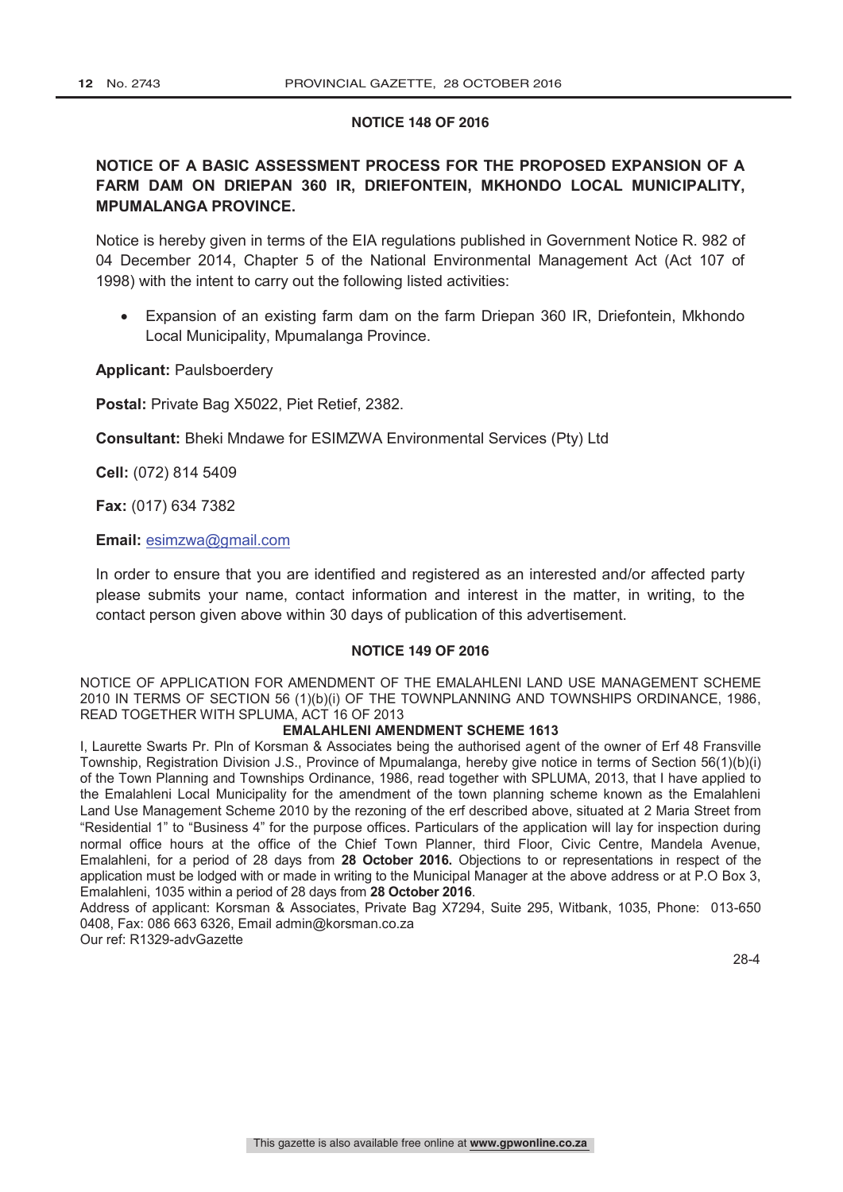## NOTICE 148 OF 2016

### NOTICE OF A BASIC ASSESSMENT PROCESS FOR THE PROPOSED EXPANSION OF A FARM DAM ON DRIEPAN 360 IR, DRIEFONTEIN, MKHONDO LOCAL MUNICIPALITY, MPUMALANGA PROVINCE.

Notice is hereby given in terms of the EIA regulations published in Government Notice R. 982 of 04 December 2014, Chapter 5 of the National Environmental Management Act (Act 107 of 1998) with the intent to carry out the following listed activities:

- Expansion of an existing farm dam on the farm Driepan 360 IR, Driefontein, Mkhondo Local Municipality, Mpumalanga Province.

**Applicant:** Paulsboerdery

**Postal:** Private Bag X5022, Piet Retief, 2382.

**Consultant:** Bheki Mndawe for ESIMZWA Environmental Services (Pty) Ltd

**Cell:** (072) 814 5409

**Fax:** (017) 634 7382

**Email:** esimzwa@gmail.com

In order to ensure that you are identified and registered as an interested and/or affected party please submits your name, contact information and interest in the matter, in writing, to the contact person given above within 30 days of publication of this advertisement.

## NOTICE 149 OF 2016

NOTICE OF APPLICATION FOR AMENDMENT OF THE EMALAHLENI LAND USE MANAGEMENT SCHEME 2010 IN TERMS OF SECTION 56 (1)(b)(i) OF THE TOWNPLANNING AND TOWNSHIPS ORDINANCE, 1986, READ TOGETHER WITH SPLUMA, ACT 16 OF 2013

**EMALAHLENI AMENDMENT SCHEME 1613**

I, Laurette Swarts Pr. Pln of Korsman & Associates being the authorised agent of the owner of Erf 48 Fransville Township, Registration Division J.S., Province of Mpumalanga, hereby give notice in terms of Section 56(1)(b)(i) of the Town Planning and Townships Ordinance, 1986, read together with SPLUMA, 2013, that I have applied to the Emalahleni Local Municipality for the amendment of the town planning scheme known as the Emalahleni Land Use Management Scheme 2010 by the rezoning of the erf described above, situated at 2 Maria Street from "Residential 1" to "Business 4" for the purpose offices. Particulars of the application will lay for inspection during normal office hours at the office of the Chief Town Planner, third Floor, Civic Centre, Mandela Avenue, Emalahleni, for a period of 28 days from **28 October 2016.** Objections to or representations in respect of the application must be lodged with or made in writing to the Municipal Manager at the above address or at P.O Box 3, Emalahleni, 1035 within a period of 28 days from **28 October 2016**.

Address of applicant: Korsman & Associates, Private Bag X7294, Suite 295, Witbank, 1035, Phone: 013-650 0408, Fax: 086 663 6326, Email admin@korsman.co.za

Our ref: R1329-advGazette

28-4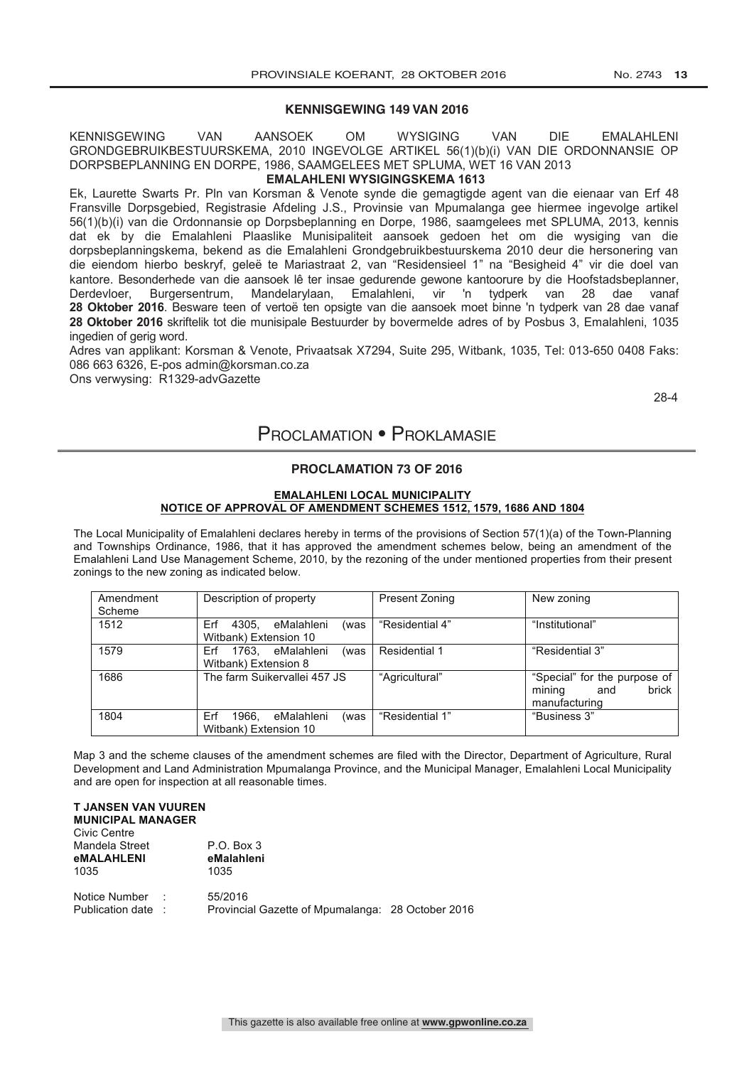### KENNISGEWING 149 VAN 2016

KENNISGEWING VAN AANSOEK OM WYSIGING VAN DIE EMALAHLENI GRONDGEBRUIKBESTUURSKEMA, 2010 INGEVOLGE ARTIKEL 56(1)(b)(i) VAN DIE ORDONNANSIE OP DORPSBEPLANNING EN DORPE, 1986, SAAMGELEES MET SPLUMA, WET 16 VAN 2013

**EMALAHLENI WYSIGINGSKEMA 1613**

Ek, Laurette Swarts Pr. Pln van Korsman & Venote synde die gemagtigde agent van die eienaar van Erf 48 Fransville Dorpsgebied, Registrasie Afdeling J.S., Provinsie van Mpumalanga gee hiermee ingevolge artikel 56(1)(b)(i) van die Ordonnansie op Dorpsbeplanning en Dorpe, 1986, saamgelees met SPLUMA, 2013, kennis dat ek by die Emalahleni Plaaslike Munisipaliteit aansoek gedoen het om die wysiging van die dorpsbeplanningskema, bekend as die Emalahleni Grondgebruikbestuurskema 2010 deur die hersonering van die eiendom hierbo beskryf, geleë te Mariastraat 2, van "Residensieel 1" na "Besigheid 4" vir die doel van kantore. Besonderhede van die aansoek lê ter insae gedurende gewone kantoorure by die Hoofstadsbeplanner, Derdevloer, Burgersentrum, Mandelarylaan, Emalahleni, vir 'n tydperk van 28 dae vanaf **28 Oktober 2016**. Besware teen of vertoë ten opsigte van die aansoek moet binne 'n tydperk van 28 dae vanaf **28 Oktober 2016** skriftelik tot die munisipale Bestuurder by bovermelde adres of by Posbus 3, Emalahleni, 1035 ingedien of gerig word.

Adres van applikant: Korsman & Venote, Privaatsak X7294, Suite 295, Witbank, 1035, Tel: 013-650 0408 Faks: 086 663 6326, E-pos admin@korsman.co.za

Ons verwysing: R1329-advGazette

28-4

# PROCLAMATION • PROKLAMASIE

### PROCLAMATION 73 OF 2016

**EMALAHLENI LOCAL MUNICIPALITY**
**NOTICE OF APPROVAL OF AMENDMENT SCHEMES 1512, 1579, 1686 AND 1804**

The Local Municipality of Emalahleni declares hereby in terms of the provisions of Section 57(1)(a) of the Town-Planning and Townships Ordinance, 1986, that it has approved the amendment schemes below, being an amendment of the Emalahleni Land Use Management Scheme, 2010, by the rezoning of the under mentioned properties from their present zonings to the new zoning as indicated below.

| Amendment Scheme | Description of property | Present Zoning | New zoning |
|---|---|---|---|
| 1512 | Erf 4305, eMalahleni (was Witbank) Extension 10 | "Residential 4" | "Institutional" |
| 1579 | Erf 1763, eMalahleni (was Witbank) Extension 8 | Residential 1 | "Residential 3" |
| 1686 | The farm Suikervallei 457 JS | "Agricultural" | "Special" for the purpose of mining and brick manufacturing |
| 1804 | Erf 1966, eMalahleni (was Witbank) Extension 10 | "Residential 1" | "Business 3" |

Map 3 and the scheme clauses of the amendment schemes are filed with the Director, Department of Agriculture, Rural Development and Land Administration Mpumalanga Province, and the Municipal Manager, Emalahleni Local Municipality and are open for inspection at all reasonable times.

**T JANSEN VAN VUUREN**
**MUNICIPAL MANAGER**
Civic Centre
Mandela Street
**eMALAHLENI**
1035

P.O. Box 3
**eMalahleni**
1035

Notice Number : 55/2016
Publication date : Provincial Gazette of Mpumalanga: 28 October 2016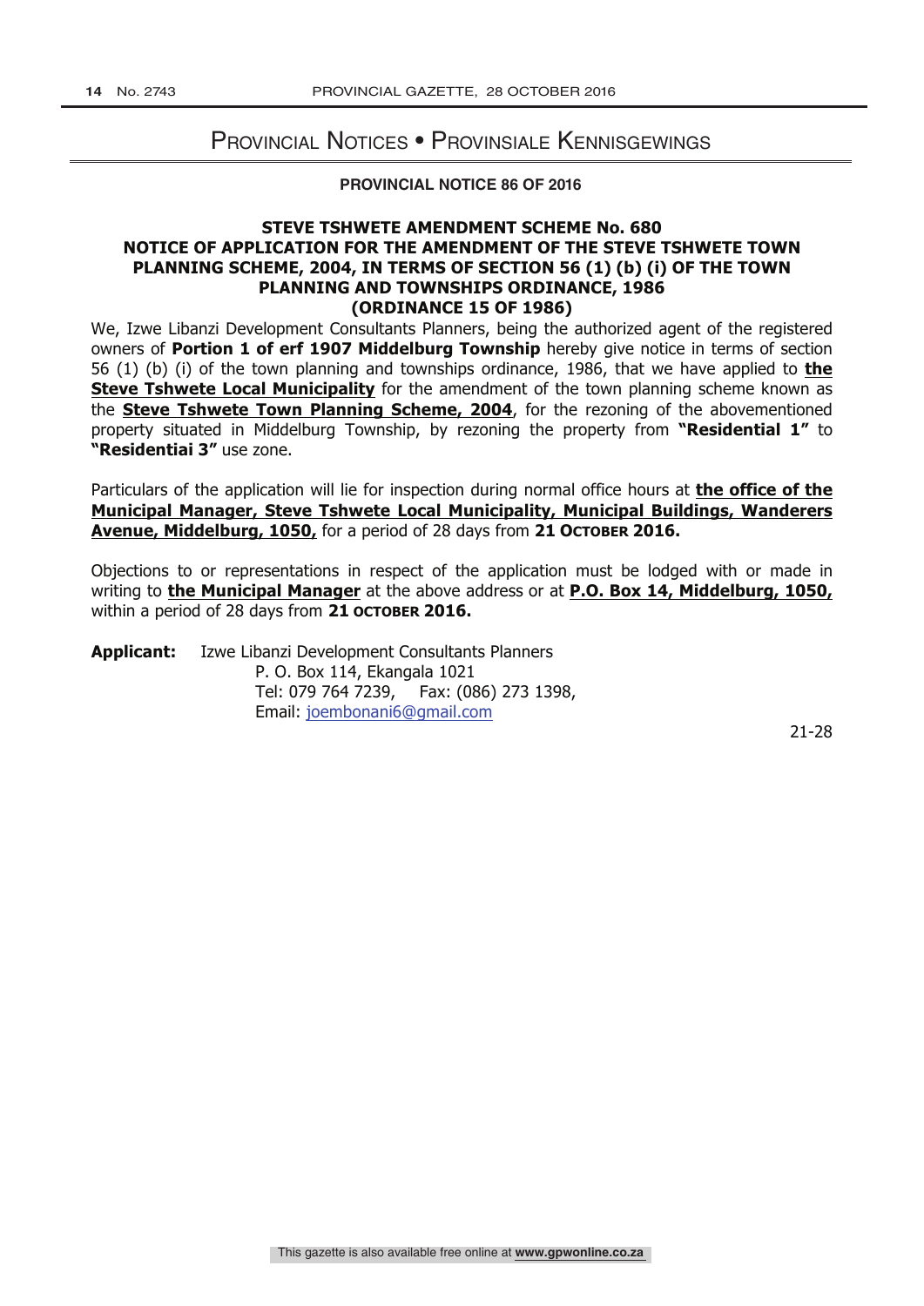# Provincial Notices • Provinsiale Kennisgewings

**PROVINCIAL NOTICE 86 OF 2016**

## STEVE TSHWETE AMENDMENT SCHEME No. 680
## NOTICE OF APPLICATION FOR THE AMENDMENT OF THE STEVE TSHWETE TOWN PLANNING SCHEME, 2004, IN TERMS OF SECTION 56 (1) (b) (i) OF THE TOWN PLANNING AND TOWNSHIPS ORDINANCE, 1986 (ORDINANCE 15 OF 1986)

We, Izwe Libanzi Development Consultants Planners, being the authorized agent of the registered owners of **Portion 1 of erf 1907 Middelburg Township** hereby give notice in terms of section 56 (1) (b) (i) of the town planning and townships ordinance, 1986, that we have applied to **the Steve Tshwete Local Municipality** for the amendment of the town planning scheme known as the **Steve Tshwete Town Planning Scheme, 2004**, for the rezoning of the abovementioned property situated in Middelburg Township, by rezoning the property from **"Residential 1"** to **"Residentiai 3"** use zone.

Particulars of the application will lie for inspection during normal office hours at **the office of the Municipal Manager, Steve Tshwete Local Municipality, Municipal Buildings, Wanderers Avenue, Middelburg, 1050,** for a period of 28 days from **21 October 2016.**

Objections to or representations in respect of the application must be lodged with or made in writing to **the Municipal Manager** at the above address or at **P.O. Box 14, Middelburg, 1050,** within a period of 28 days from **21 October 2016.**

**Applicant:** Izwe Libanzi Development Consultants Planners
P. O. Box 114, Ekangala 1021
Tel: 079 764 7239, Fax: (086) 273 1398,
Email: joembonani6@gmail.com

21-28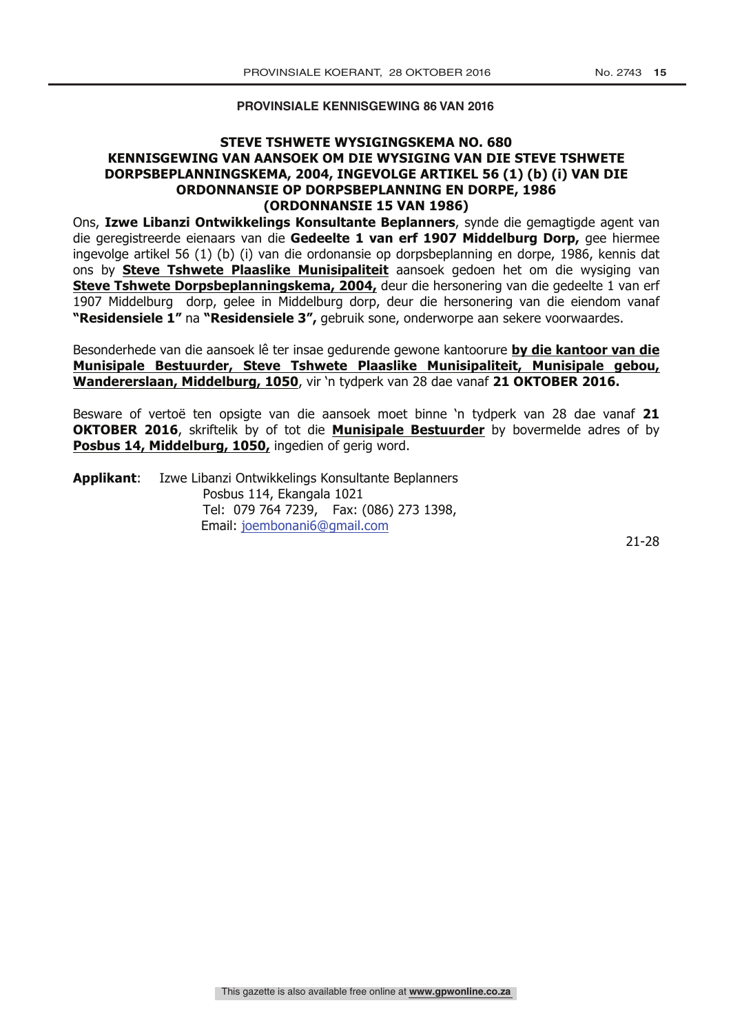**PROVINSIALE KENNISGEWING 86 VAN 2016**

**STEVE TSHWETE WYSIGINGSKEMA NO. 680**
**KENNISGEWING VAN AANSOEK OM DIE WYSIGING VAN DIE STEVE TSHWETE DORPSBEPLANNINGSKEMA, 2004, INGEVOLGE ARTIKEL 56 (1) (b) (i) VAN DIE ORDONNANSIE OP DORPSBEPLANNING EN DORPE, 1986 (ORDONNANSIE 15 VAN 1986)**

Ons, **Izwe Libanzi Ontwikkelings Konsultante Beplanners**, synde die gemagtigde agent van die geregistreerde eienaars van die **Gedeelte 1 van erf 1907 Middelburg Dorp,** gee hiermee ingevolge artikel 56 (1) (b) (i) van die ordonansie op dorpsbeplanning en dorpe, 1986, kennis dat ons by **Steve Tshwete Plaaslike Munisipaliteit** aansoek gedoen het om die wysiging van **Steve Tshwete Dorpsbeplanningskema, 2004,** deur die hersonering van die gedeelte 1 van erf 1907 Middelburg dorp, gelee in Middelburg dorp, deur die hersonering van die eiendom vanaf **"Residensiele 1"** na **"Residensiele 3",** gebruik sone, onderworpe aan sekere voorwaardes.

Besonderhede van die aansoek lê ter insae gedurende gewone kantoorure **by die kantoor van die Munisipale Bestuurder, Steve Tshwete Plaaslike Munisipaliteit, Munisipale gebou, Wandererslaan, Middelburg, 1050**, vir 'n tydperk van 28 dae vanaf **21 OKTOBER 2016.**

Besware of vertoë ten opsigte van die aansoek moet binne 'n tydperk van 28 dae vanaf **21 OKTOBER 2016**, skriftelik by of tot die **Munisipale Bestuurder** by bovermelde adres of by **Posbus 14, Middelburg, 1050,** ingedien of gerig word.

**Applikant**: Izwe Libanzi Ontwikkelings Konsultante Beplanners
Posbus 114, Ekangala 1021
Tel: 079 764 7239, Fax: (086) 273 1398,
Email: joembonani6@gmail.com

21-28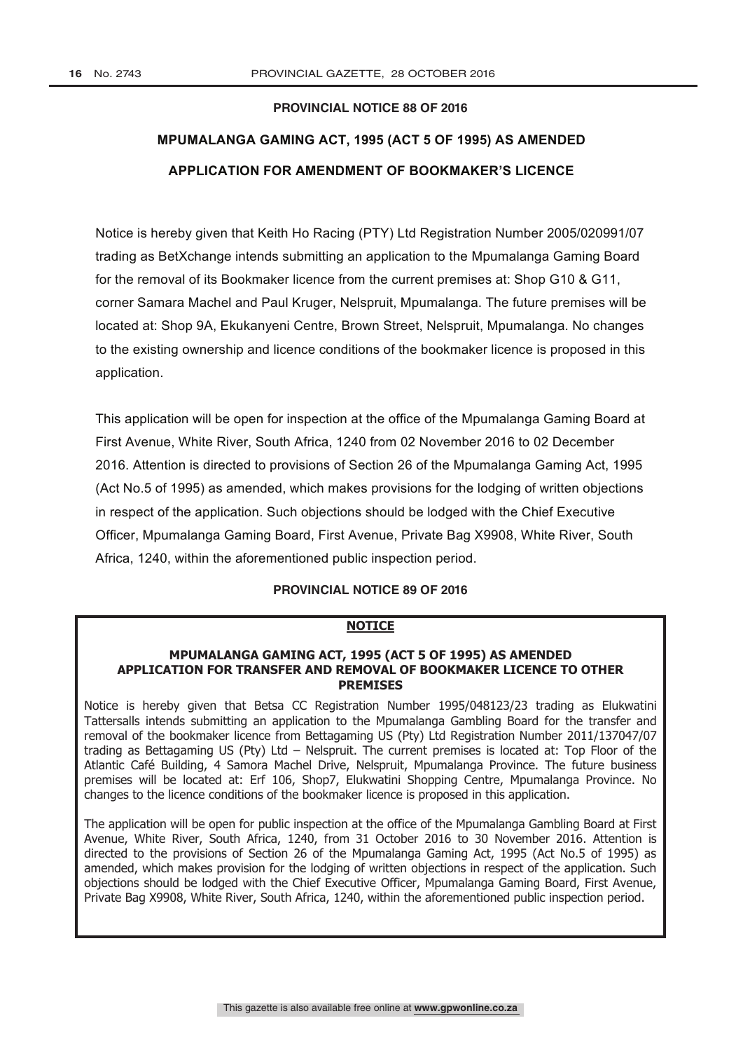**PROVINCIAL NOTICE 88 OF 2016**

**MPUMALANGA GAMING ACT, 1995 (ACT 5 OF 1995) AS AMENDED**

**APPLICATION FOR AMENDMENT OF BOOKMAKER'S LICENCE**

Notice is hereby given that Keith Ho Racing (PTY) Ltd Registration Number 2005/020991/07 trading as BetXchange intends submitting an application to the Mpumalanga Gaming Board for the removal of its Bookmaker licence from the current premises at: Shop G10 & G11, corner Samara Machel and Paul Kruger, Nelspruit, Mpumalanga. The future premises will be located at: Shop 9A, Ekukanyeni Centre, Brown Street, Nelspruit, Mpumalanga. No changes to the existing ownership and licence conditions of the bookmaker licence is proposed in this application.

This application will be open for inspection at the office of the Mpumalanga Gaming Board at First Avenue, White River, South Africa, 1240 from 02 November 2016 to 02 December 2016. Attention is directed to provisions of Section 26 of the Mpumalanga Gaming Act, 1995 (Act No.5 of 1995) as amended, which makes provisions for the lodging of written objections in respect of the application. Such objections should be lodged with the Chief Executive Officer, Mpumalanga Gaming Board, First Avenue, Private Bag X9908, White River, South Africa, 1240, within the aforementioned public inspection period.

**PROVINCIAL NOTICE 89 OF 2016**

**NOTICE**

**MPUMALANGA GAMING ACT, 1995 (ACT 5 OF 1995) AS AMENDED**
**APPLICATION FOR TRANSFER AND REMOVAL OF BOOKMAKER LICENCE TO OTHER PREMISES**

Notice is hereby given that Betsa CC Registration Number 1995/048123/23 trading as Elukwatini Tattersalls intends submitting an application to the Mpumalanga Gambling Board for the transfer and removal of the bookmaker licence from Bettagaming US (Pty) Ltd Registration Number 2011/137047/07 trading as Bettagaming US (Pty) Ltd – Nelspruit. The current premises is located at: Top Floor of the Atlantic Café Building, 4 Samora Machel Drive, Nelspruit, Mpumalanga Province. The future business premises will be located at: Erf 106, Shop7, Elukwatini Shopping Centre, Mpumalanga Province. No changes to the licence conditions of the bookmaker licence is proposed in this application.

The application will be open for public inspection at the office of the Mpumalanga Gambling Board at First Avenue, White River, South Africa, 1240, from 31 October 2016 to 30 November 2016. Attention is directed to the provisions of Section 26 of the Mpumalanga Gaming Act, 1995 (Act No.5 of 1995) as amended, which makes provision for the lodging of written objections in respect of the application. Such objections should be lodged with the Chief Executive Officer, Mpumalanga Gaming Board, First Avenue, Private Bag X9908, White River, South Africa, 1240, within the aforementioned public inspection period.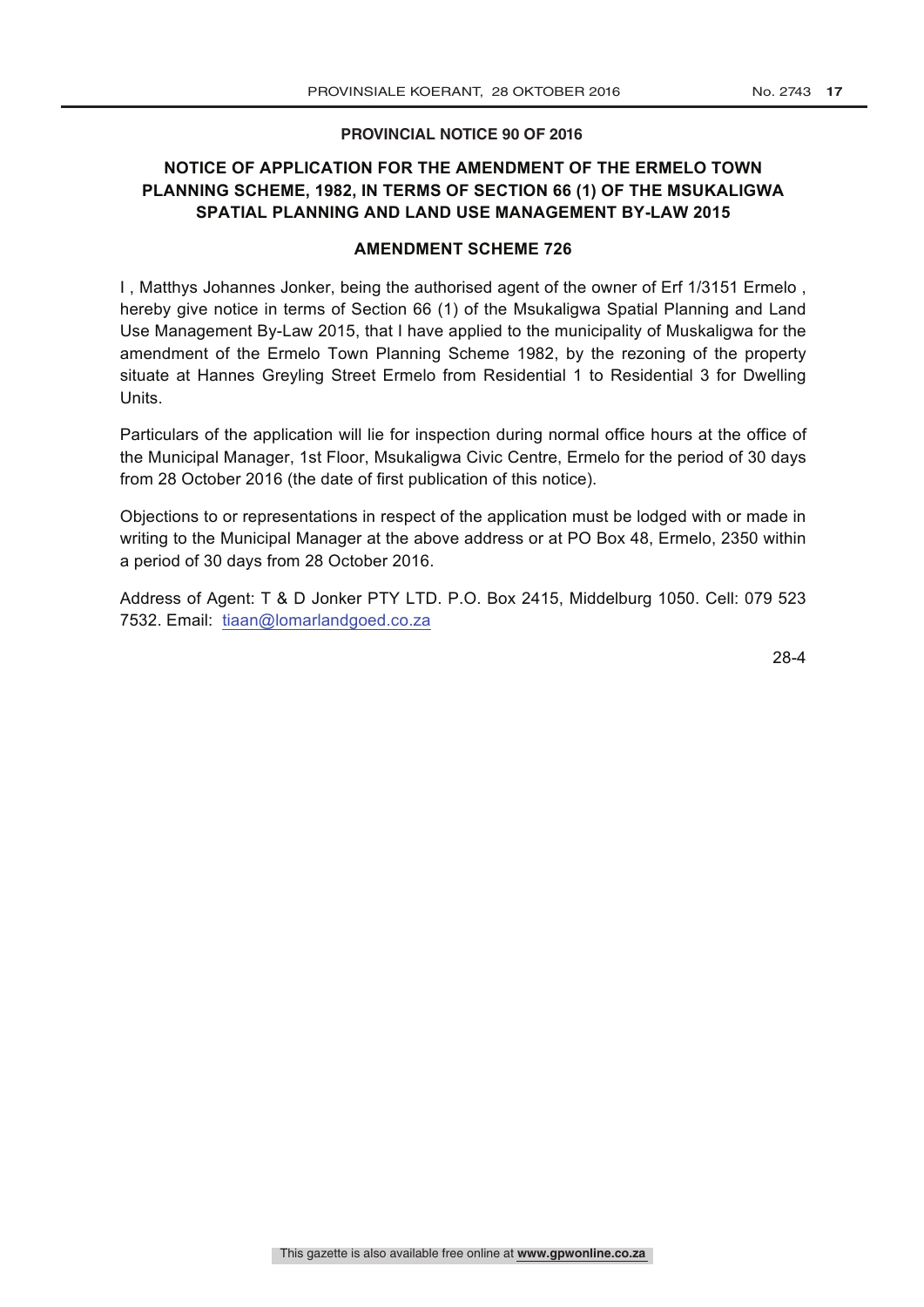**PROVINCIAL NOTICE 90 OF 2016**

## NOTICE OF APPLICATION FOR THE AMENDMENT OF THE ERMELO TOWN PLANNING SCHEME, 1982, IN TERMS OF SECTION 66 (1) OF THE MSUKALIGWA SPATIAL PLANNING AND LAND USE MANAGEMENT BY-LAW 2015

### AMENDMENT SCHEME 726

I , Matthys Johannes Jonker, being the authorised agent of the owner of Erf 1/3151 Ermelo , hereby give notice in terms of Section 66 (1) of the Msukaligwa Spatial Planning and Land Use Management By-Law 2015, that I have applied to the municipality of Muskaligwa for the amendment of the Ermelo Town Planning Scheme 1982, by the rezoning of the property situate at Hannes Greyling Street Ermelo from Residential 1 to Residential 3 for Dwelling Units.

Particulars of the application will lie for inspection during normal office hours at the office of the Municipal Manager, 1st Floor, Msukaligwa Civic Centre, Ermelo for the period of 30 days from 28 October 2016 (the date of first publication of this notice).

Objections to or representations in respect of the application must be lodged with or made in writing to the Municipal Manager at the above address or at PO Box 48, Ermelo, 2350 within a period of 30 days from 28 October 2016.

Address of Agent: T & D Jonker PTY LTD. P.O. Box 2415, Middelburg 1050. Cell: 079 523 7532. Email: tiaan@lomarlandgoed.co.za

28-4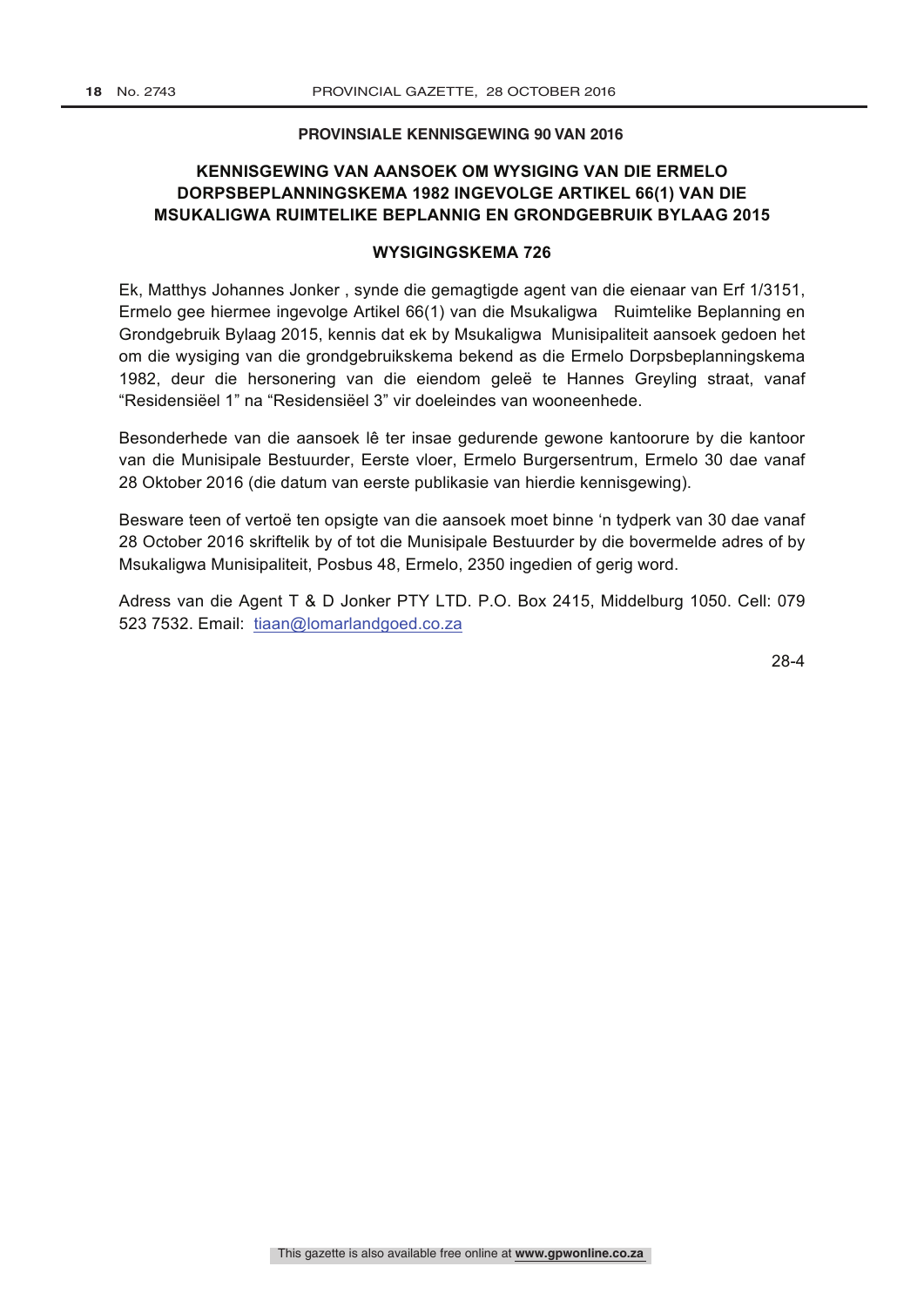**PROVINSIALE KENNISGEWING 90 VAN 2016**

**KENNISGEWING VAN AANSOEK OM WYSIGING VAN DIE ERMELO DORPSBEPLANNINGSKEMA 1982 INGEVOLGE ARTIKEL 66(1) VAN DIE MSUKALIGWA RUIMTELIKE BEPLANNIG EN GRONDGEBRUIK BYLAAG 2015**

**WYSIGINGSKEMA 726**

Ek, Matthys Johannes Jonker , synde die gemagtigde agent van die eienaar van Erf 1/3151, Ermelo gee hiermee ingevolge Artikel 66(1) van die Msukaligwa Ruimtelike Beplanning en Grondgebruik Bylaag 2015, kennis dat ek by Msukaligwa Munisipaliteit aansoek gedoen het om die wysiging van die grondgebruikskema bekend as die Ermelo Dorpsbeplanningskema 1982, deur die hersonering van die eiendom geleë te Hannes Greyling straat, vanaf "Residensiëel 1" na "Residensiëel 3" vir doeleindes van wooneenhede.

Besonderhede van die aansoek lê ter insae gedurende gewone kantoorure by die kantoor van die Munisipale Bestuurder, Eerste vloer, Ermelo Burgersentrum, Ermelo 30 dae vanaf 28 Oktober 2016 (die datum van eerste publikasie van hierdie kennisgewing).

Besware teen of vertoë ten opsigte van die aansoek moet binne 'n tydperk van 30 dae vanaf 28 October 2016 skriftelik by of tot die Munisipale Bestuurder by die bovermelde adres of by Msukaligwa Munisipaliteit, Posbus 48, Ermelo, 2350 ingedien of gerig word.

Adress van die Agent T & D Jonker PTY LTD. P.O. Box 2415, Middelburg 1050. Cell: 079 523 7532. Email: tiaan@lomarlandgoed.co.za

28-4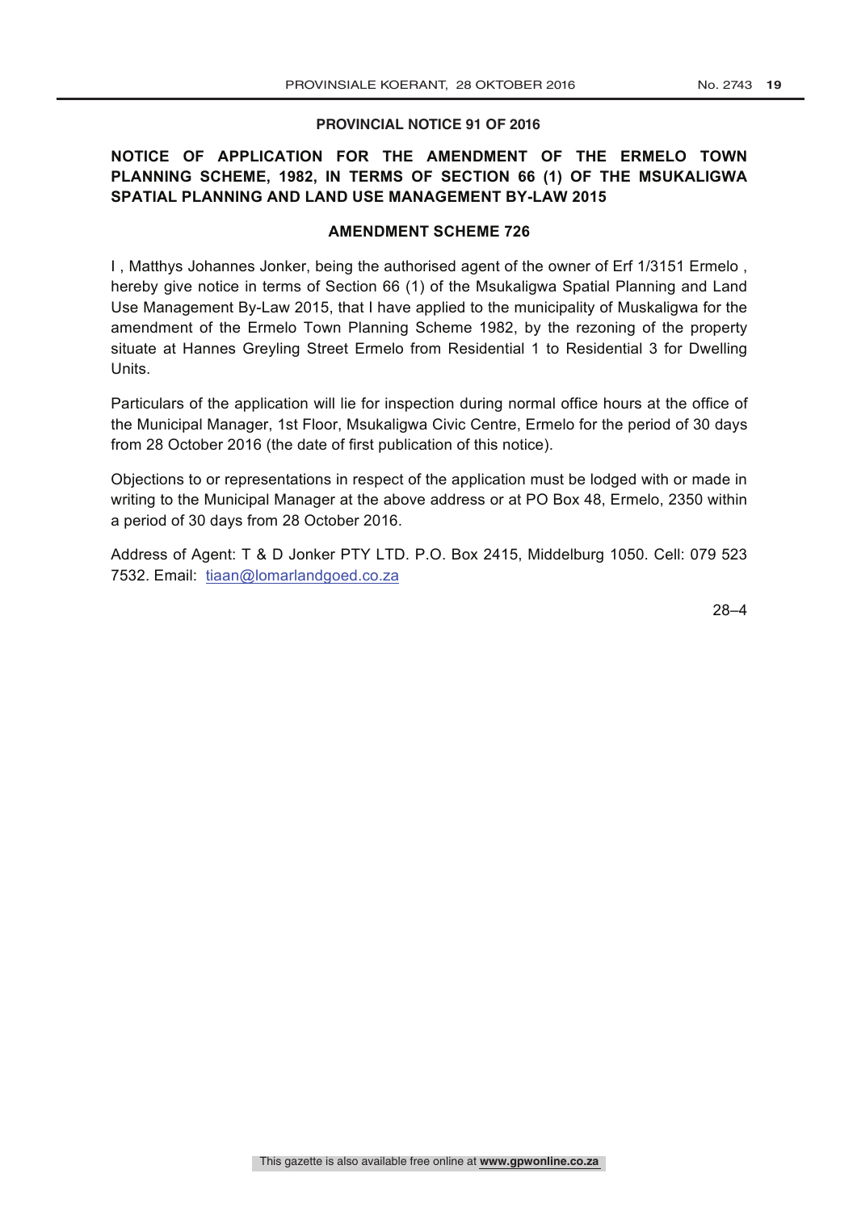**PROVINCIAL NOTICE 91 OF 2016**

**NOTICE OF APPLICATION FOR THE AMENDMENT OF THE ERMELO TOWN PLANNING SCHEME, 1982, IN TERMS OF SECTION 66 (1) OF THE MSUKALIGWA SPATIAL PLANNING AND LAND USE MANAGEMENT BY-LAW 2015**

**AMENDMENT SCHEME 726**

I , Matthys Johannes Jonker, being the authorised agent of the owner of Erf 1/3151 Ermelo , hereby give notice in terms of Section 66 (1) of the Msukaligwa Spatial Planning and Land Use Management By-Law 2015, that I have applied to the municipality of Muskaligwa for the amendment of the Ermelo Town Planning Scheme 1982, by the rezoning of the property situate at Hannes Greyling Street Ermelo from Residential 1 to Residential 3 for Dwelling Units.

Particulars of the application will lie for inspection during normal office hours at the office of the Municipal Manager, 1st Floor, Msukaligwa Civic Centre, Ermelo for the period of 30 days from 28 October 2016 (the date of first publication of this notice).

Objections to or representations in respect of the application must be lodged with or made in writing to the Municipal Manager at the above address or at PO Box 48, Ermelo, 2350 within a period of 30 days from 28 October 2016.

Address of Agent: T & D Jonker PTY LTD. P.O. Box 2415, Middelburg 1050. Cell: 079 523 7532. Email: tiaan@lomarlandgoed.co.za

28–4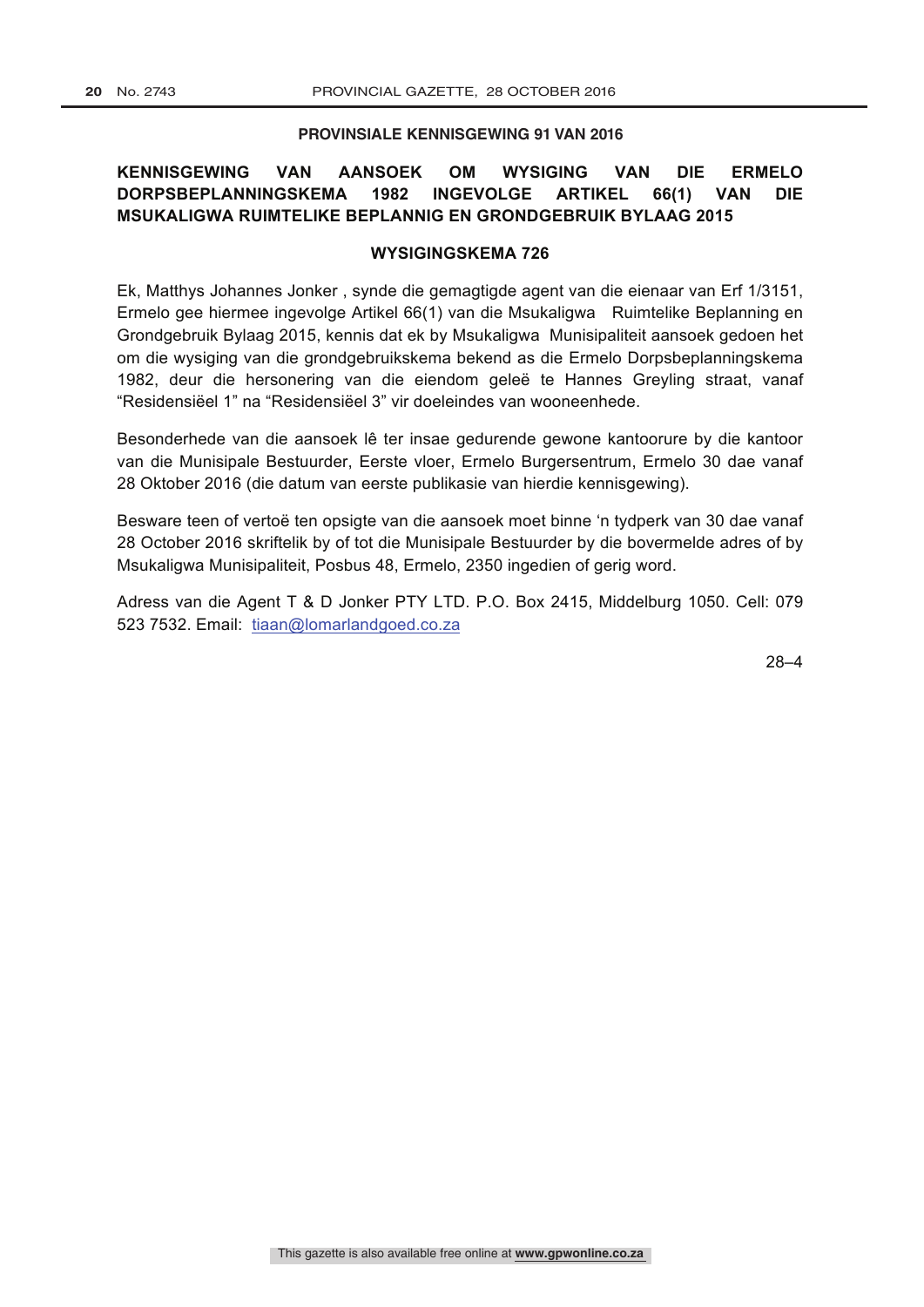**PROVINSIALE KENNISGEWING 91 VAN 2016**

**KENNISGEWING VAN AANSOEK OM WYSIGING VAN DIE ERMELO DORPSBEPLANNINGSKEMA 1982 INGEVOLGE ARTIKEL 66(1) VAN DIE MSUKALIGWA RUIMTELIKE BEPLANNIG EN GRONDGEBRUIK BYLAAG 2015**

**WYSIGINGSKEMA 726**

Ek, Matthys Johannes Jonker , synde die gemagtigde agent van die eienaar van Erf 1/3151, Ermelo gee hiermee ingevolge Artikel 66(1) van die Msukaligwa Ruimtelike Beplanning en Grondgebruik Bylaag 2015, kennis dat ek by Msukaligwa Munisipaliteit aansoek gedoen het om die wysiging van die grondgebruikskema bekend as die Ermelo Dorpsbeplanningskema 1982, deur die hersonering van die eiendom geleë te Hannes Greyling straat, vanaf “Residensiëel 1” na “Residensiëel 3” vir doeleindes van wooneenhede.

Besonderhede van die aansoek lê ter insae gedurende gewone kantoorure by die kantoor van die Munisipale Bestuurder, Eerste vloer, Ermelo Burgersentrum, Ermelo 30 dae vanaf 28 Oktober 2016 (die datum van eerste publikasie van hierdie kennisgewing).

Besware teen of vertoë ten opsigte van die aansoek moet binne ‘n tydperk van 30 dae vanaf 28 October 2016 skriftelik by of tot die Munisipale Bestuurder by die bovermelde adres of by Msukaligwa Munisipaliteit, Posbus 48, Ermelo, 2350 ingedien of gerig word.

Adress van die Agent T & D Jonker PTY LTD. P.O. Box 2415, Middelburg 1050. Cell: 079 523 7532. Email: tiaan@lomarlandgoed.co.za

28–4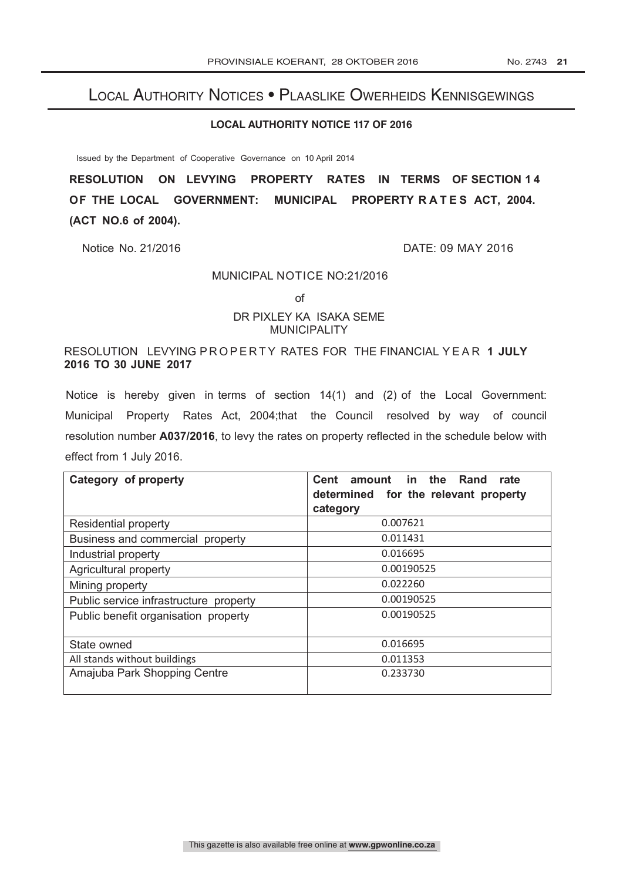# Local Authority Notices • Plaaslike Owerheids Kennisgewings

## LOCAL AUTHORITY NOTICE 117 OF 2016

Issued by the Department of Cooperative Governance on 10 April 2014

**RESOLUTION ON LEVYING PROPERTY RATES IN TERMS OF SECTION 14 OF THE LOCAL GOVERNMENT: MUNICIPAL PROPERTY RATES ACT, 2004. (ACT NO.6 of 2004).**

Notice No. 21/2016 DATE: 09 MAY 2016

MUNICIPAL NOTICE NO:21/2016

of

DR PIXLEY KA ISAKA SEME
MUNICIPALITY

RESOLUTION LEVYING PROPERTY RATES FOR THE FINANCIAL YEAR **1 JULY 2016 TO 30 JUNE 2017**

Notice is hereby given in terms of section 14(1) and (2) of the Local Government: Municipal Property Rates Act, 2004;that the Council resolved by way of council resolution number **A037/2016**, to levy the rates on property reflected in the schedule below with effect from 1 July 2016.

| Category of property | Cent amount in the Rand rate determined for the relevant property category |
|---|---|
| Residential property | 0.007621 |
| Business and commercial property | 0.011431 |
| Industrial property | 0.016695 |
| Agricultural property | 0.00190525 |
| Mining property | 0.022260 |
| Public service infrastructure property | 0.00190525 |
| Public benefit organisation property | 0.00190525 |
| State owned | 0.016695 |
| All stands without buildings | 0.011353 |
| Amajuba Park Shopping Centre | 0.233730 |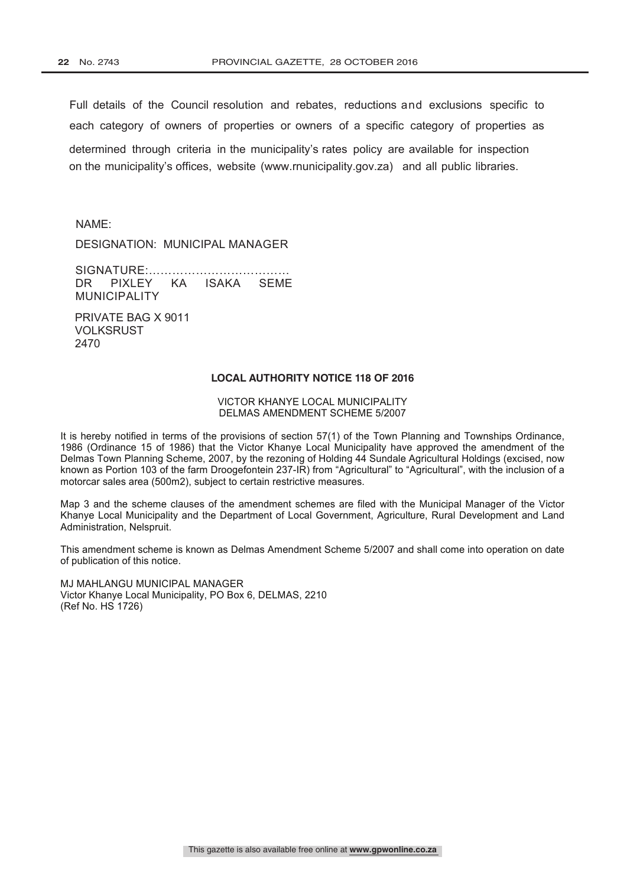Full details of the Council resolution and rebates, reductions and exclusions specific to each category of owners of properties or owners of a specific category of properties as determined through criteria in the municipality's rates policy are available for inspection on the municipality's offices, website (www.rnunicipality.gov.za) and all public libraries.

NAME:

DESIGNATION: MUNICIPAL MANAGER

SIGNATURE:………………………………
DR PIXLEY KA ISAKA SEME MUNICIPALITY

PRIVATE BAG X 9011
VOLKSRUST
2470

**LOCAL AUTHORITY NOTICE 118 OF 2016**

VICTOR KHANYE LOCAL MUNICIPALITY
DELMAS AMENDMENT SCHEME 5/2007

It is hereby notified in terms of the provisions of section 57(1) of the Town Planning and Townships Ordinance, 1986 (Ordinance 15 of 1986) that the Victor Khanye Local Municipality have approved the amendment of the Delmas Town Planning Scheme, 2007, by the rezoning of Holding 44 Sundale Agricultural Holdings (excised, now known as Portion 103 of the farm Droogefontein 237-IR) from "Agricultural" to "Agricultural", with the inclusion of a motorcar sales area (500m2), subject to certain restrictive measures.

Map 3 and the scheme clauses of the amendment schemes are filed with the Municipal Manager of the Victor Khanye Local Municipality and the Department of Local Government, Agriculture, Rural Development and Land Administration, Nelspruit.

This amendment scheme is known as Delmas Amendment Scheme 5/2007 and shall come into operation on date of publication of this notice.

MJ MAHLANGU MUNICIPAL MANAGER
Victor Khanye Local Municipality, PO Box 6, DELMAS, 2210
(Ref No. HS 1726)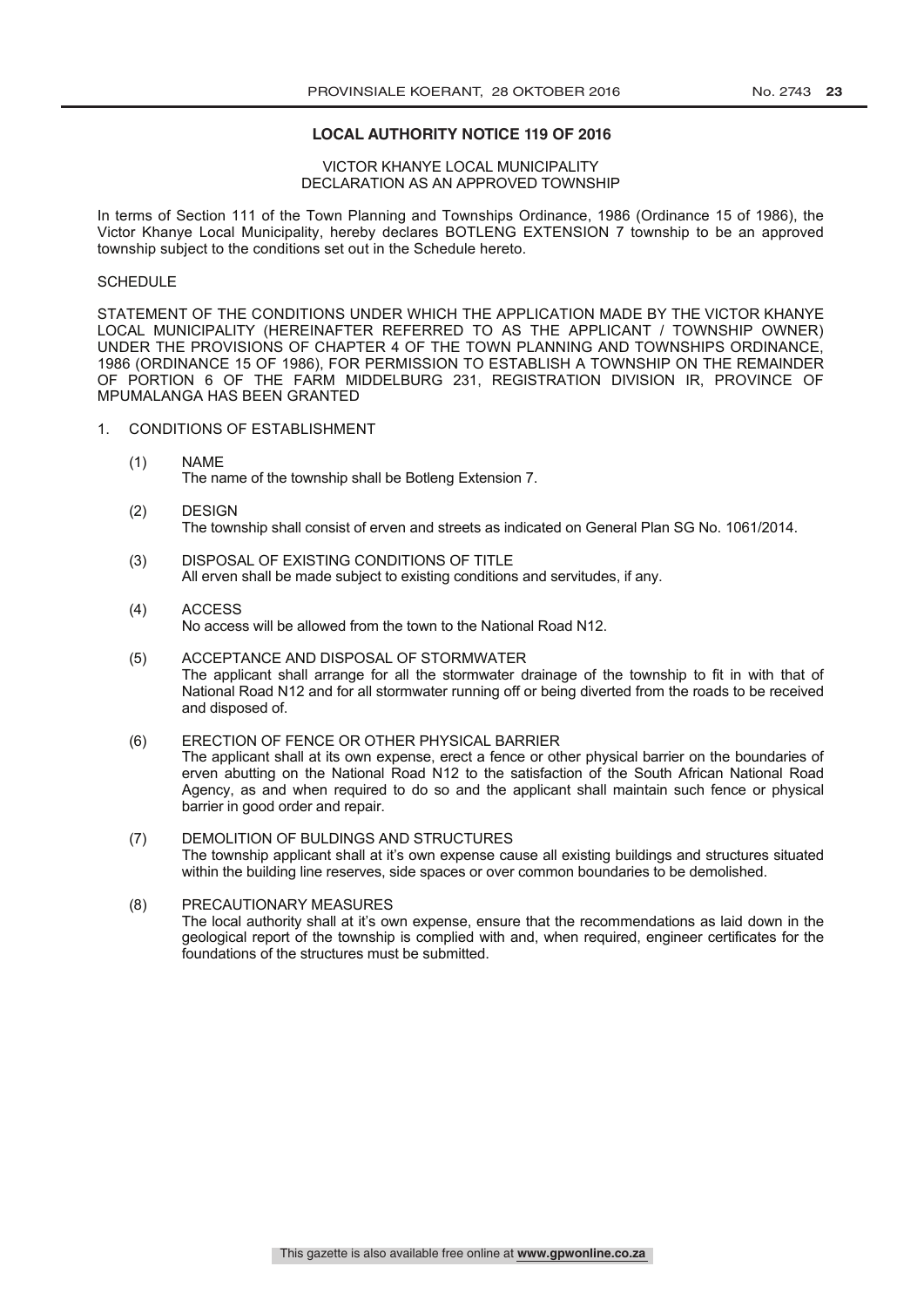## LOCAL AUTHORITY NOTICE 119 OF 2016

VICTOR KHANYE LOCAL MUNICIPALITY
DECLARATION AS AN APPROVED TOWNSHIP

In terms of Section 111 of the Town Planning and Townships Ordinance, 1986 (Ordinance 15 of 1986), the Victor Khanye Local Municipality, hereby declares BOTLENG EXTENSION 7 township to be an approved township subject to the conditions set out in the Schedule hereto.

SCHEDULE

STATEMENT OF THE CONDITIONS UNDER WHICH THE APPLICATION MADE BY THE VICTOR KHANYE LOCAL MUNICIPALITY (HEREINAFTER REFERRED TO AS THE APPLICANT / TOWNSHIP OWNER) UNDER THE PROVISIONS OF CHAPTER 4 OF THE TOWN PLANNING AND TOWNSHIPS ORDINANCE, 1986 (ORDINANCE 15 OF 1986), FOR PERMISSION TO ESTABLISH A TOWNSHIP ON THE REMAINDER OF PORTION 6 OF THE FARM MIDDELBURG 231, REGISTRATION DIVISION IR, PROVINCE OF MPUMALANGA HAS BEEN GRANTED

1. CONDITIONS OF ESTABLISHMENT

   (1) NAME
   The name of the township shall be Botleng Extension 7.

   (2) DESIGN
   The township shall consist of erven and streets as indicated on General Plan SG No. 1061/2014.

   (3) DISPOSAL OF EXISTING CONDITIONS OF TITLE
   All erven shall be made subject to existing conditions and servitudes, if any.

   (4) ACCESS
   No access will be allowed from the town to the National Road N12.

   (5) ACCEPTANCE AND DISPOSAL OF STORMWATER
   The applicant shall arrange for all the stormwater drainage of the township to fit in with that of National Road N12 and for all stormwater running off or being diverted from the roads to be received and disposed of.

   (6) ERECTION OF FENCE OR OTHER PHYSICAL BARRIER
   The applicant shall at its own expense, erect a fence or other physical barrier on the boundaries of erven abutting on the National Road N12 to the satisfaction of the South African National Road Agency, as and when required to do so and the applicant shall maintain such fence or physical barrier in good order and repair.

   (7) DEMOLITION OF BULDINGS AND STRUCTURES
   The township applicant shall at it's own expense cause all existing buildings and structures situated within the building line reserves, side spaces or over common boundaries to be demolished.

   (8) PRECAUTIONARY MEASURES
   The local authority shall at it's own expense, ensure that the recommendations as laid down in the geological report of the township is complied with and, when required, engineer certificates for the foundations of the structures must be submitted.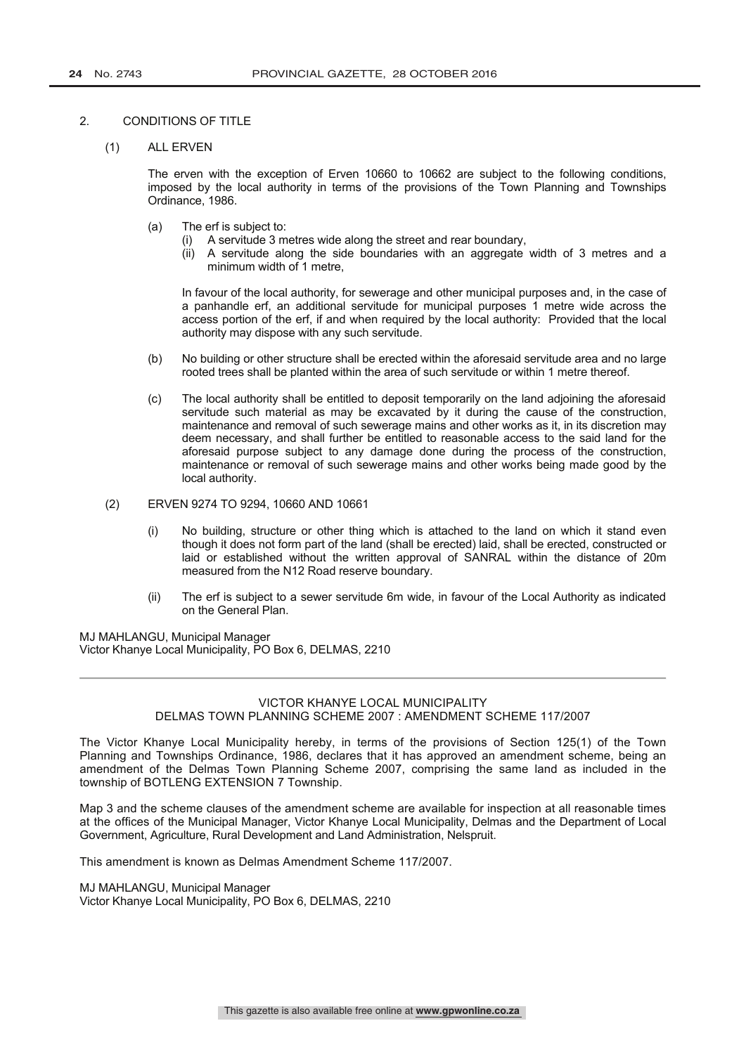2. CONDITIONS OF TITLE

(1) ALL ERVEN

The erven with the exception of Erven 10660 to 10662 are subject to the following conditions, imposed by the local authority in terms of the provisions of the Town Planning and Townships Ordinance, 1986.

(a) The erf is subject to:
   (i) A servitude 3 metres wide along the street and rear boundary,
   (ii) A servitude along the side boundaries with an aggregate width of 3 metres and a minimum width of 1 metre,

In favour of the local authority, for sewerage and other municipal purposes and, in the case of a panhandle erf, an additional servitude for municipal purposes 1 metre wide across the access portion of the erf, if and when required by the local authority: Provided that the local authority may dispose with any such servitude.

(b) No building or other structure shall be erected within the aforesaid servitude area and no large rooted trees shall be planted within the area of such servitude or within 1 metre thereof.

(c) The local authority shall be entitled to deposit temporarily on the land adjoining the aforesaid servitude such material as may be excavated by it during the cause of the construction, maintenance and removal of such sewerage mains and other works as it, in its discretion may deem necessary, and shall further be entitled to reasonable access to the said land for the aforesaid purpose subject to any damage done during the process of the construction, maintenance or removal of such sewerage mains and other works being made good by the local authority.

(2) ERVEN 9274 TO 9294, 10660 AND 10661

(i) No building, structure or other thing which is attached to the land on which it stand even though it does not form part of the land (shall be erected) laid, shall be erected, constructed or laid or established without the written approval of SANRAL within the distance of 20m measured from the N12 Road reserve boundary.

(ii) The erf is subject to a sewer servitude 6m wide, in favour of the Local Authority as indicated on the General Plan.

MJ MAHLANGU, Municipal Manager
Victor Khanye Local Municipality, PO Box 6, DELMAS, 2210

---

VICTOR KHANYE LOCAL MUNICIPALITY
DELMAS TOWN PLANNING SCHEME 2007 : AMENDMENT SCHEME 117/2007

The Victor Khanye Local Municipality hereby, in terms of the provisions of Section 125(1) of the Town Planning and Townships Ordinance, 1986, declares that it has approved an amendment scheme, being an amendment of the Delmas Town Planning Scheme 2007, comprising the same land as included in the township of BOTLENG EXTENSION 7 Township.

Map 3 and the scheme clauses of the amendment scheme are available for inspection at all reasonable times at the offices of the Municipal Manager, Victor Khanye Local Municipality, Delmas and the Department of Local Government, Agriculture, Rural Development and Land Administration, Nelspruit.

This amendment is known as Delmas Amendment Scheme 117/2007.

MJ MAHLANGU, Municipal Manager
Victor Khanye Local Municipality, PO Box 6, DELMAS, 2210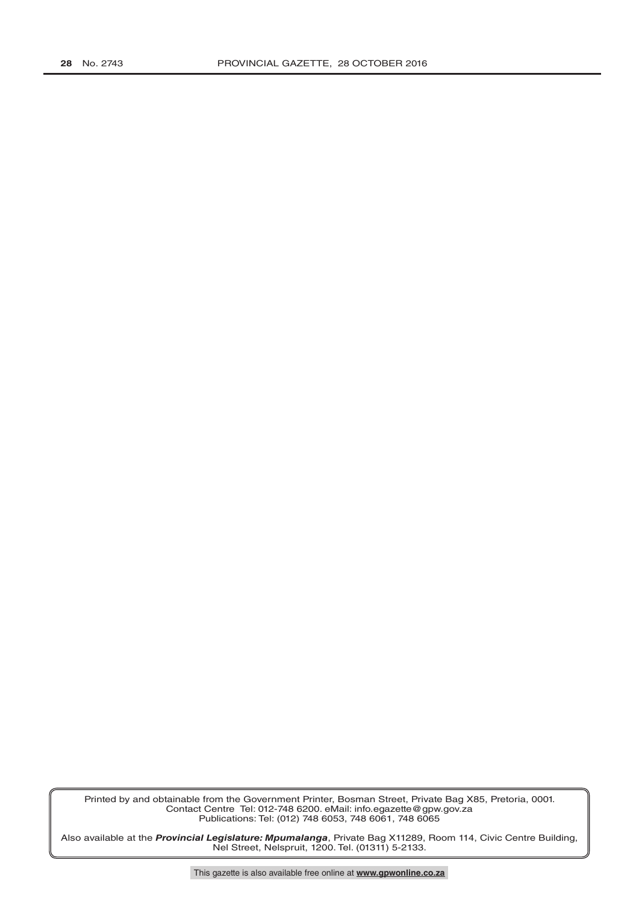Printed by and obtainable from the Government Printer, Bosman Street, Private Bag X85, Pretoria, 0001.
Contact Centre Tel: 012-748 6200. eMail: info.egazette@gpw.gov.za
Publications: Tel: (012) 748 6053, 748 6061, 748 6065

Also available at the ***Provincial Legislature: Mpumalanga***, Private Bag X11289, Room 114, Civic Centre Building, Nel Street, Nelspruit, 1200. Tel. (01311) 5-2133.